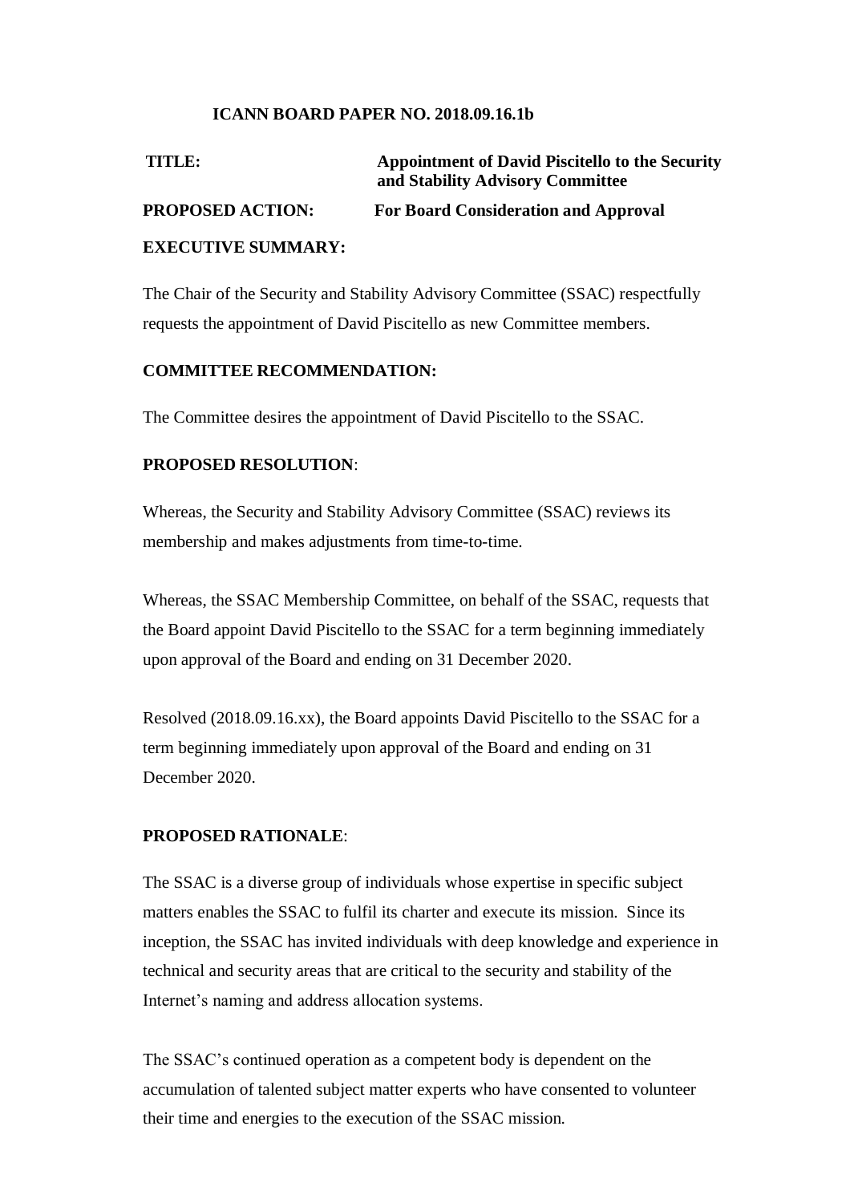**ICANN BOARD PAPER NO. 2018.09.16.1b**

**TITLE:** **Appointment of David Piscitello to the Security and Stability Advisory Committee**

**PROPOSED ACTION:** **For Board Consideration and Approval**

**EXECUTIVE SUMMARY:**

The Chair of the Security and Stability Advisory Committee (SSAC) respectfully requests the appointment of David Piscitello as new Committee members.

**COMMITTEE RECOMMENDATION:**

The Committee desires the appointment of David Piscitello to the SSAC.

**PROPOSED RESOLUTION**:

Whereas, the Security and Stability Advisory Committee (SSAC) reviews its membership and makes adjustments from time-to-time.

Whereas, the SSAC Membership Committee, on behalf of the SSAC, requests that the Board appoint David Piscitello to the SSAC for a term beginning immediately upon approval of the Board and ending on 31 December 2020.

Resolved (2018.09.16.xx), the Board appoints David Piscitello to the SSAC for a term beginning immediately upon approval of the Board and ending on 31 December 2020.

**PROPOSED RATIONALE**:

The SSAC is a diverse group of individuals whose expertise in specific subject matters enables the SSAC to fulfil its charter and execute its mission. Since its inception, the SSAC has invited individuals with deep knowledge and experience in technical and security areas that are critical to the security and stability of the Internet's naming and address allocation systems.

The SSAC's continued operation as a competent body is dependent on the accumulation of talented subject matter experts who have consented to volunteer their time and energies to the execution of the SSAC mission.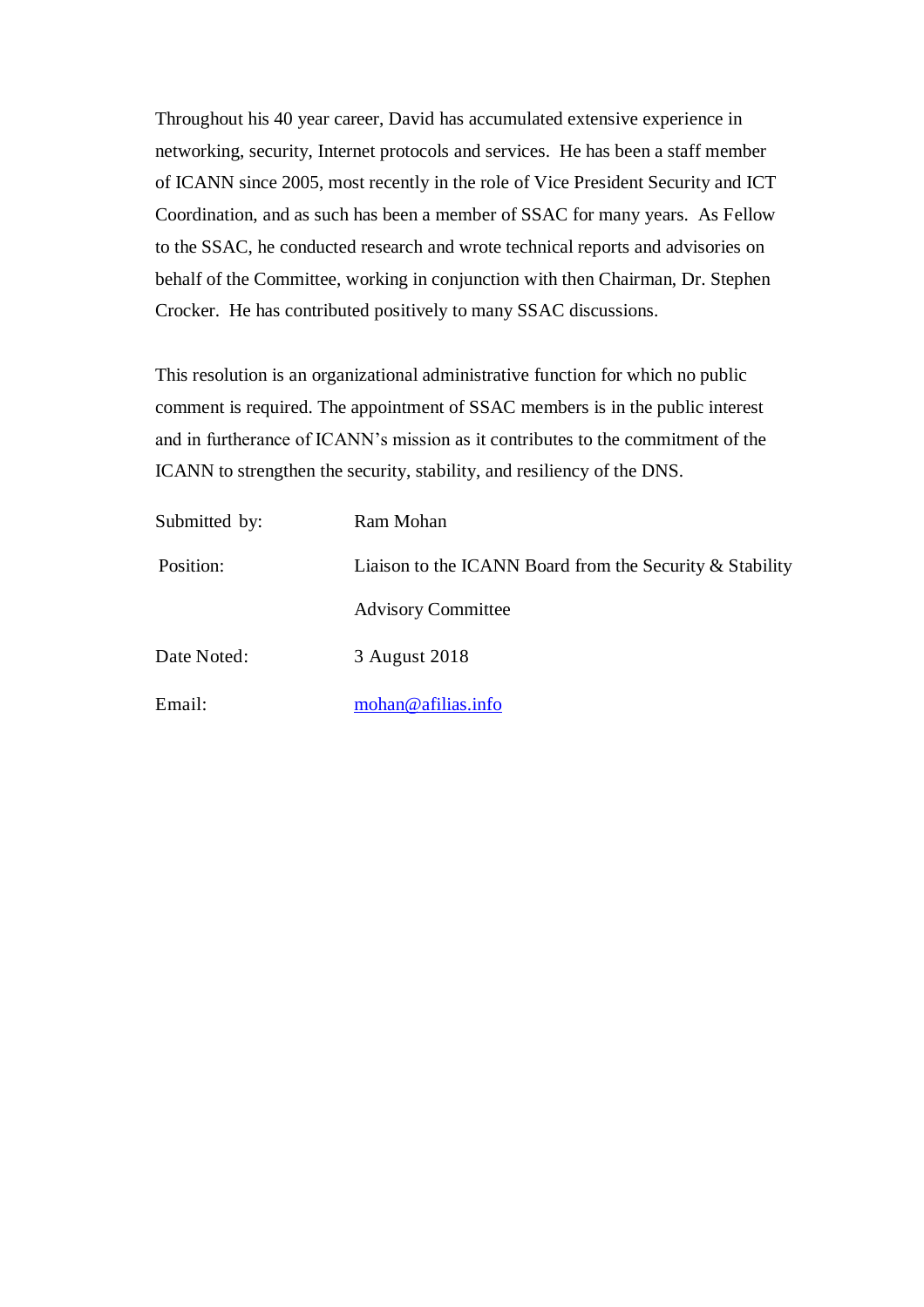Throughout his 40 year career, David has accumulated extensive experience in networking, security, Internet protocols and services. He has been a staff member of ICANN since 2005, most recently in the role of Vice President Security and ICT Coordination, and as such has been a member of SSAC for many years. As Fellow to the SSAC, he conducted research and wrote technical reports and advisories on behalf of the Committee, working in conjunction with then Chairman, Dr. Stephen Crocker. He has contributed positively to many SSAC discussions.

This resolution is an organizational administrative function for which no public comment is required. The appointment of SSAC members is in the public interest and in furtherance of ICANN's mission as it contributes to the commitment of the ICANN to strengthen the security, stability, and resiliency of the DNS.

| | |
|---|---|
| Submitted by: | Ram Mohan |
| Position: | Liaison to the ICANN Board from the Security & Stability Advisory Committee |
| Date Noted: | 3 August 2018 |
| Email: | mohan@afilias.info |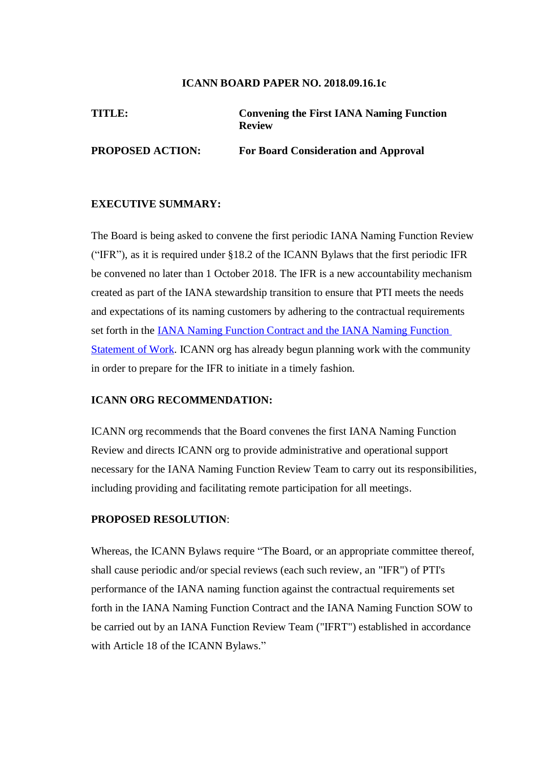**ICANN BOARD PAPER NO. 2018.09.16.1c**

**TITLE:** **Convening the First IANA Naming Function Review**

**PROPOSED ACTION:** **For Board Consideration and Approval**

**EXECUTIVE SUMMARY:**

The Board is being asked to convene the first periodic IANA Naming Function Review ("IFR"), as it is required under §18.2 of the ICANN Bylaws that the first periodic IFR be convened no later than 1 October 2018. The IFR is a new accountability mechanism created as part of the IANA stewardship transition to ensure that PTI meets the needs and expectations of its naming customers by adhering to the contractual requirements set forth in the IANA Naming Function Contract and the IANA Naming Function Statement of Work. ICANN org has already begun planning work with the community in order to prepare for the IFR to initiate in a timely fashion.

**ICANN ORG RECOMMENDATION:**

ICANN org recommends that the Board convenes the first IANA Naming Function Review and directs ICANN org to provide administrative and operational support necessary for the IANA Naming Function Review Team to carry out its responsibilities, including providing and facilitating remote participation for all meetings.

**PROPOSED RESOLUTION**:

Whereas, the ICANN Bylaws require "The Board, or an appropriate committee thereof, shall cause periodic and/or special reviews (each such review, an "IFR") of PTI's performance of the IANA naming function against the contractual requirements set forth in the IANA Naming Function Contract and the IANA Naming Function SOW to be carried out by an IANA Function Review Team ("IFRT") established in accordance with Article 18 of the ICANN Bylaws."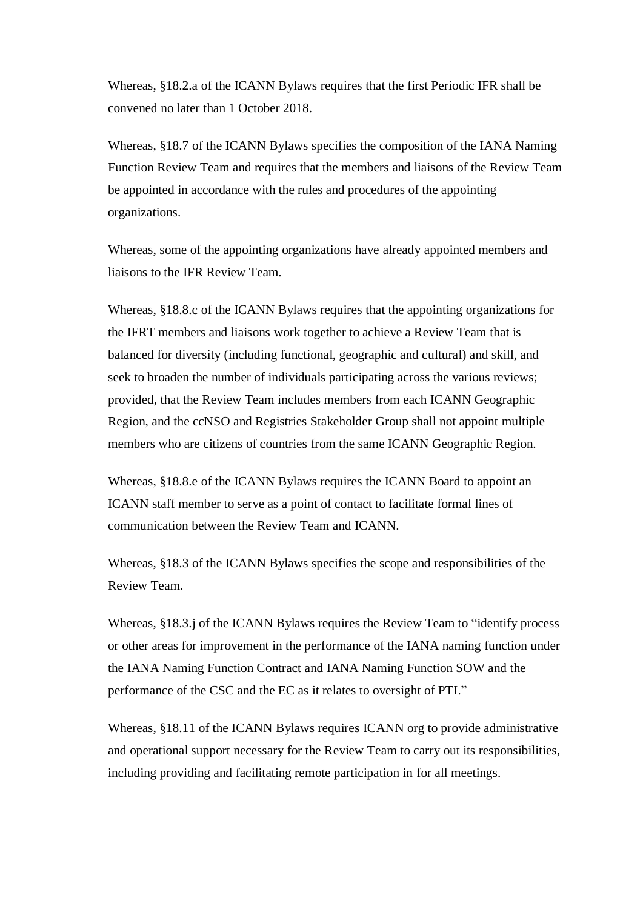Whereas, §18.2.a of the ICANN Bylaws requires that the first Periodic IFR shall be convened no later than 1 October 2018.

Whereas, §18.7 of the ICANN Bylaws specifies the composition of the IANA Naming Function Review Team and requires that the members and liaisons of the Review Team be appointed in accordance with the rules and procedures of the appointing organizations.

Whereas, some of the appointing organizations have already appointed members and liaisons to the IFR Review Team.

Whereas, §18.8.c of the ICANN Bylaws requires that the appointing organizations for the IFRT members and liaisons work together to achieve a Review Team that is balanced for diversity (including functional, geographic and cultural) and skill, and seek to broaden the number of individuals participating across the various reviews; provided, that the Review Team includes members from each ICANN Geographic Region, and the ccNSO and Registries Stakeholder Group shall not appoint multiple members who are citizens of countries from the same ICANN Geographic Region.

Whereas, §18.8.e of the ICANN Bylaws requires the ICANN Board to appoint an ICANN staff member to serve as a point of contact to facilitate formal lines of communication between the Review Team and ICANN.

Whereas, §18.3 of the ICANN Bylaws specifies the scope and responsibilities of the Review Team.

Whereas, §18.3.j of the ICANN Bylaws requires the Review Team to "identify process or other areas for improvement in the performance of the IANA naming function under the IANA Naming Function Contract and IANA Naming Function SOW and the performance of the CSC and the EC as it relates to oversight of PTI."

Whereas, §18.11 of the ICANN Bylaws requires ICANN org to provide administrative and operational support necessary for the Review Team to carry out its responsibilities, including providing and facilitating remote participation in for all meetings.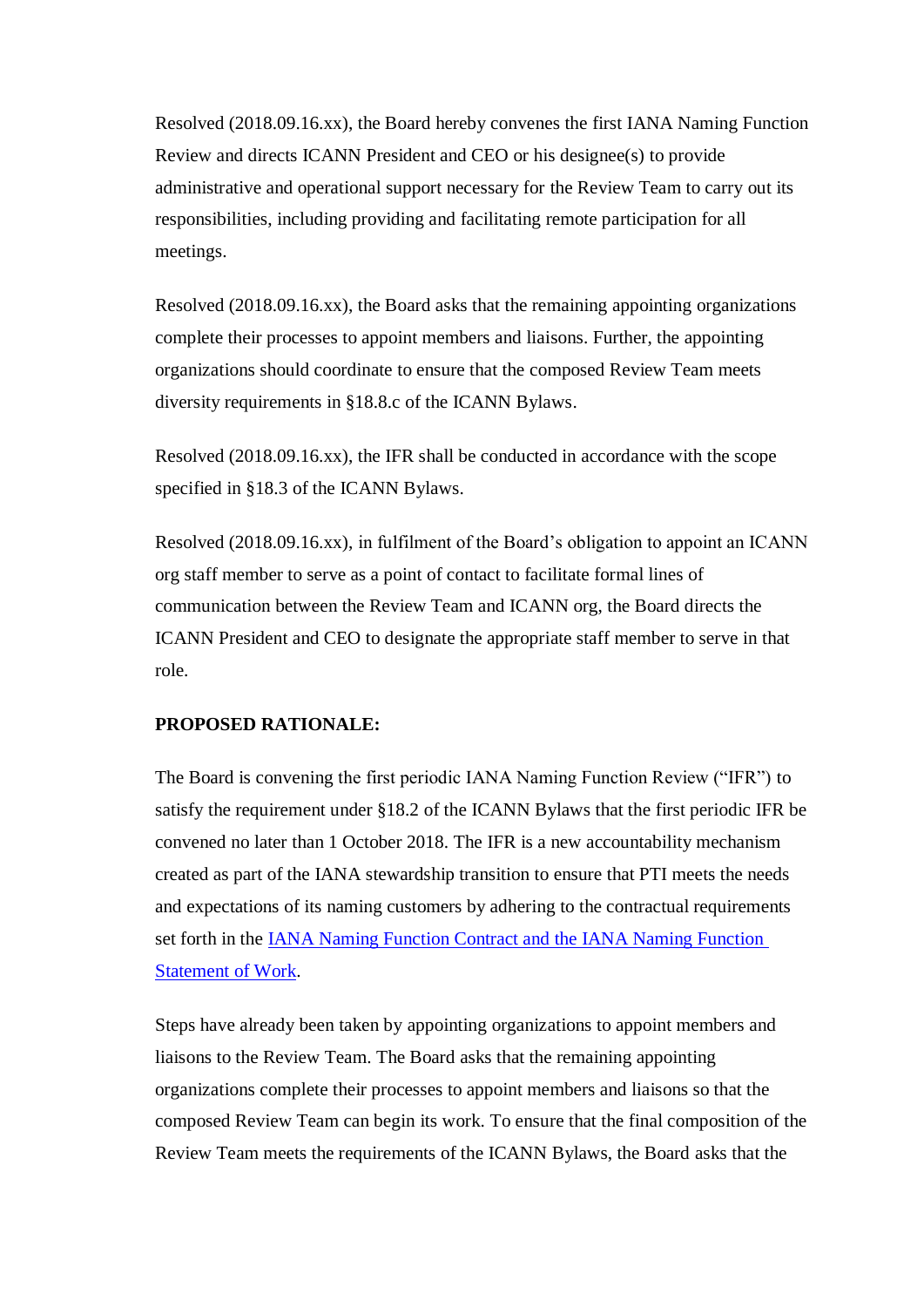Resolved (2018.09.16.xx), the Board hereby convenes the first IANA Naming Function Review and directs ICANN President and CEO or his designee(s) to provide administrative and operational support necessary for the Review Team to carry out its responsibilities, including providing and facilitating remote participation for all meetings.

Resolved (2018.09.16.xx), the Board asks that the remaining appointing organizations complete their processes to appoint members and liaisons. Further, the appointing organizations should coordinate to ensure that the composed Review Team meets diversity requirements in §18.8.c of the ICANN Bylaws.

Resolved (2018.09.16.xx), the IFR shall be conducted in accordance with the scope specified in §18.3 of the ICANN Bylaws.

Resolved (2018.09.16.xx), in fulfilment of the Board's obligation to appoint an ICANN org staff member to serve as a point of contact to facilitate formal lines of communication between the Review Team and ICANN org, the Board directs the ICANN President and CEO to designate the appropriate staff member to serve in that role.

**PROPOSED RATIONALE:**

The Board is convening the first periodic IANA Naming Function Review ("IFR") to satisfy the requirement under §18.2 of the ICANN Bylaws that the first periodic IFR be convened no later than 1 October 2018. The IFR is a new accountability mechanism created as part of the IANA stewardship transition to ensure that PTI meets the needs and expectations of its naming customers by adhering to the contractual requirements set forth in the IANA Naming Function Contract and the IANA Naming Function Statement of Work.

Steps have already been taken by appointing organizations to appoint members and liaisons to the Review Team. The Board asks that the remaining appointing organizations complete their processes to appoint members and liaisons so that the composed Review Team can begin its work. To ensure that the final composition of the Review Team meets the requirements of the ICANN Bylaws, the Board asks that the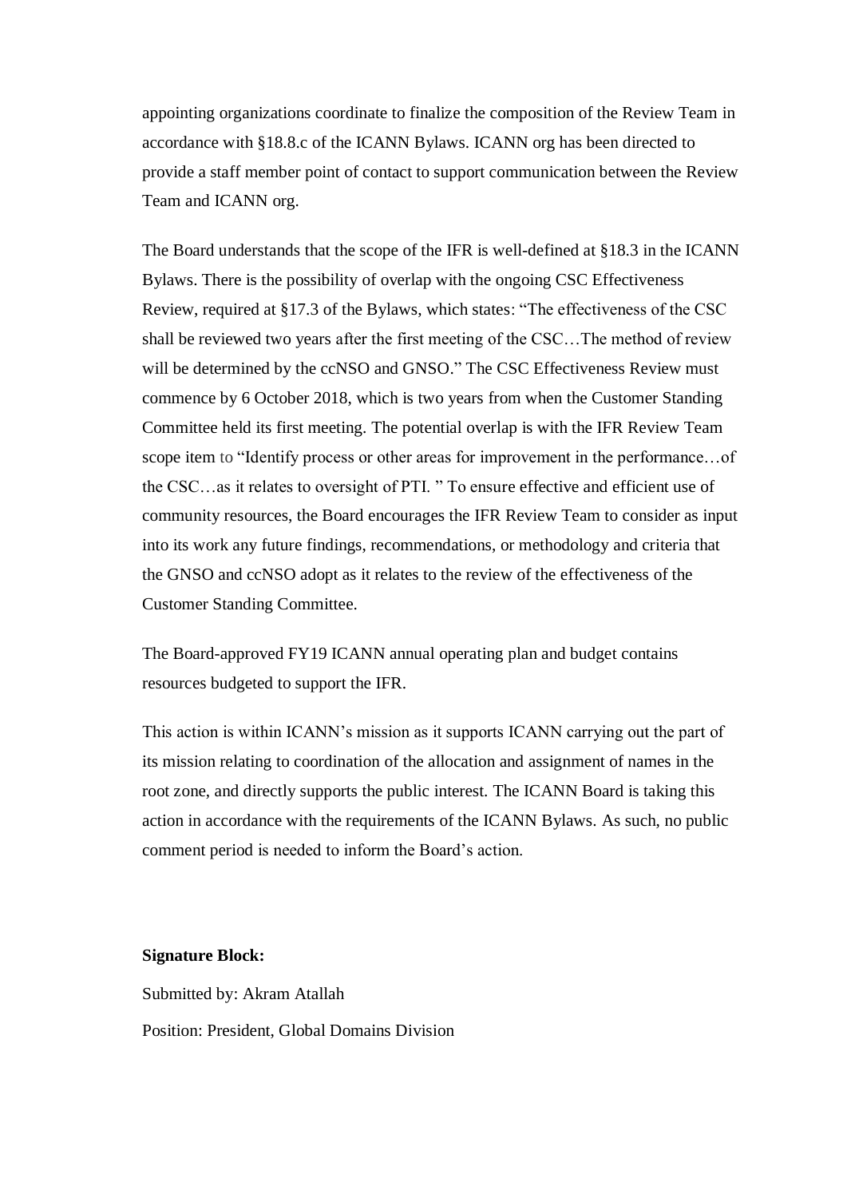appointing organizations coordinate to finalize the composition of the Review Team in accordance with §18.8.c of the ICANN Bylaws. ICANN org has been directed to provide a staff member point of contact to support communication between the Review Team and ICANN org.

The Board understands that the scope of the IFR is well-defined at §18.3 in the ICANN Bylaws. There is the possibility of overlap with the ongoing CSC Effectiveness Review, required at §17.3 of the Bylaws, which states: "The effectiveness of the CSC shall be reviewed two years after the first meeting of the CSC…The method of review will be determined by the ccNSO and GNSO." The CSC Effectiveness Review must commence by 6 October 2018, which is two years from when the Customer Standing Committee held its first meeting. The potential overlap is with the IFR Review Team scope item to "Identify process or other areas for improvement in the performance…of the CSC…as it relates to oversight of PTI. " To ensure effective and efficient use of community resources, the Board encourages the IFR Review Team to consider as input into its work any future findings, recommendations, or methodology and criteria that the GNSO and ccNSO adopt as it relates to the review of the effectiveness of the Customer Standing Committee.

The Board-approved FY19 ICANN annual operating plan and budget contains resources budgeted to support the IFR.

This action is within ICANN's mission as it supports ICANN carrying out the part of its mission relating to coordination of the allocation and assignment of names in the root zone, and directly supports the public interest. The ICANN Board is taking this action in accordance with the requirements of the ICANN Bylaws. As such, no public comment period is needed to inform the Board's action.

**Signature Block:**

Submitted by: Akram Atallah

Position: President, Global Domains Division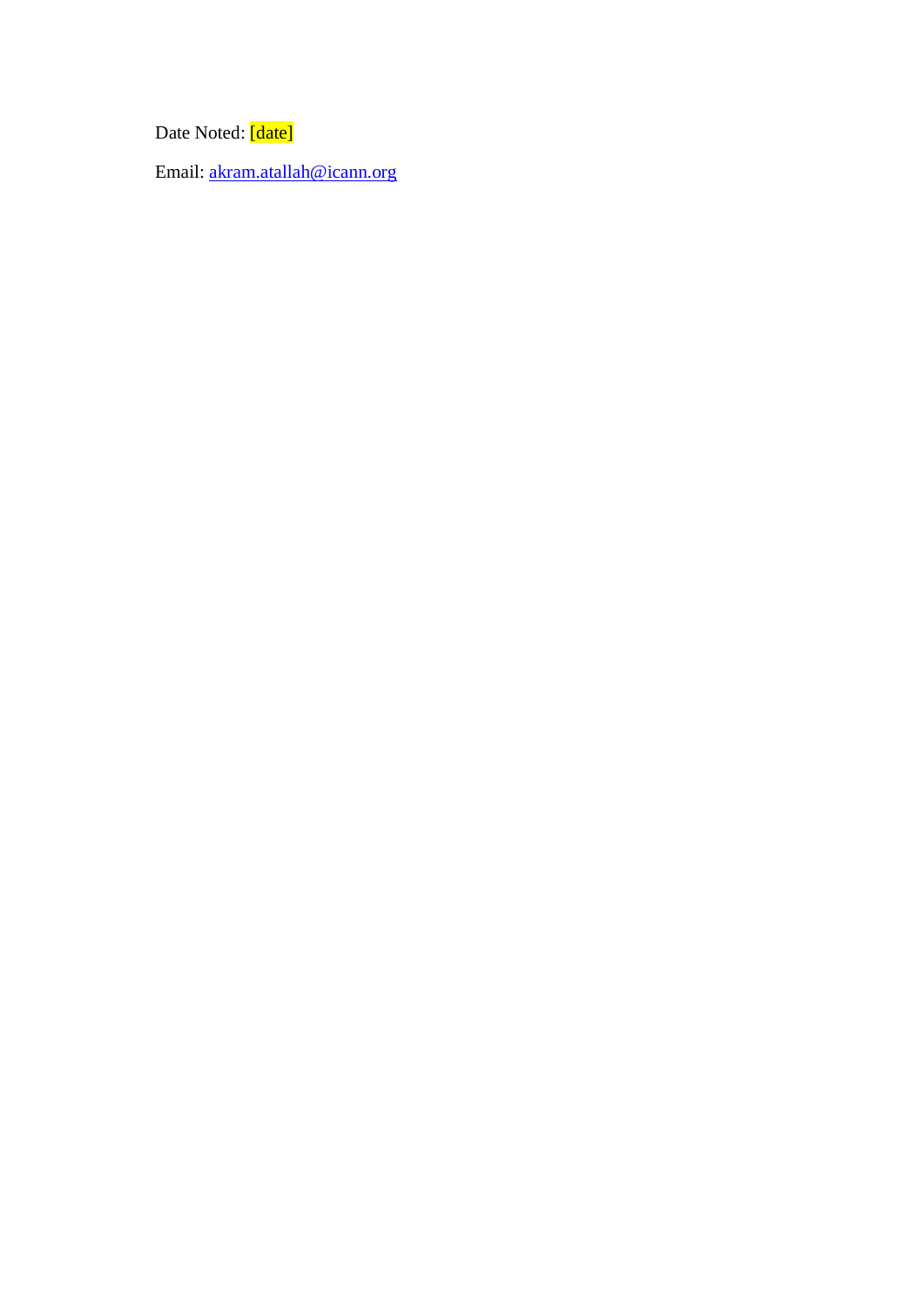Date Noted: [date]

Email: akram.atallah@icann.org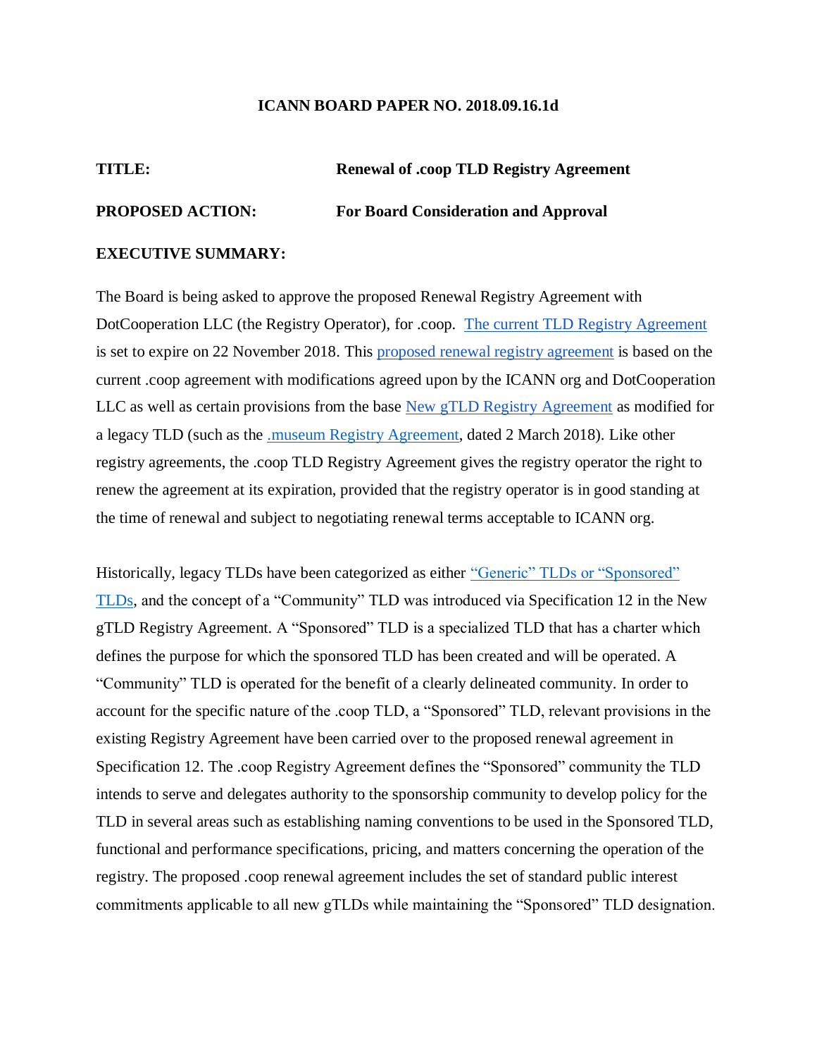**ICANN BOARD PAPER NO. 2018.09.16.1d**

**TITLE:** **Renewal of .coop TLD Registry Agreement**

**PROPOSED ACTION:** **For Board Consideration and Approval**

**EXECUTIVE SUMMARY:**

The Board is being asked to approve the proposed Renewal Registry Agreement with DotCooperation LLC (the Registry Operator), for .coop. The current TLD Registry Agreement is set to expire on 22 November 2018. This proposed renewal registry agreement is based on the current .coop agreement with modifications agreed upon by the ICANN org and DotCooperation LLC as well as certain provisions from the base New gTLD Registry Agreement as modified for a legacy TLD (such as the .museum Registry Agreement, dated 2 March 2018). Like other registry agreements, the .coop TLD Registry Agreement gives the registry operator the right to renew the agreement at its expiration, provided that the registry operator is in good standing at the time of renewal and subject to negotiating renewal terms acceptable to ICANN org.

Historically, legacy TLDs have been categorized as either "Generic" TLDs or "Sponsored" TLDs, and the concept of a "Community" TLD was introduced via Specification 12 in the New gTLD Registry Agreement. A "Sponsored" TLD is a specialized TLD that has a charter which defines the purpose for which the sponsored TLD has been created and will be operated. A "Community" TLD is operated for the benefit of a clearly delineated community. In order to account for the specific nature of the .coop TLD, a "Sponsored" TLD, relevant provisions in the existing Registry Agreement have been carried over to the proposed renewal agreement in Specification 12. The .coop Registry Agreement defines the "Sponsored" community the TLD intends to serve and delegates authority to the sponsorship community to develop policy for the TLD in several areas such as establishing naming conventions to be used in the Sponsored TLD, functional and performance specifications, pricing, and matters concerning the operation of the registry. The proposed .coop renewal agreement includes the set of standard public interest commitments applicable to all new gTLDs while maintaining the "Sponsored" TLD designation.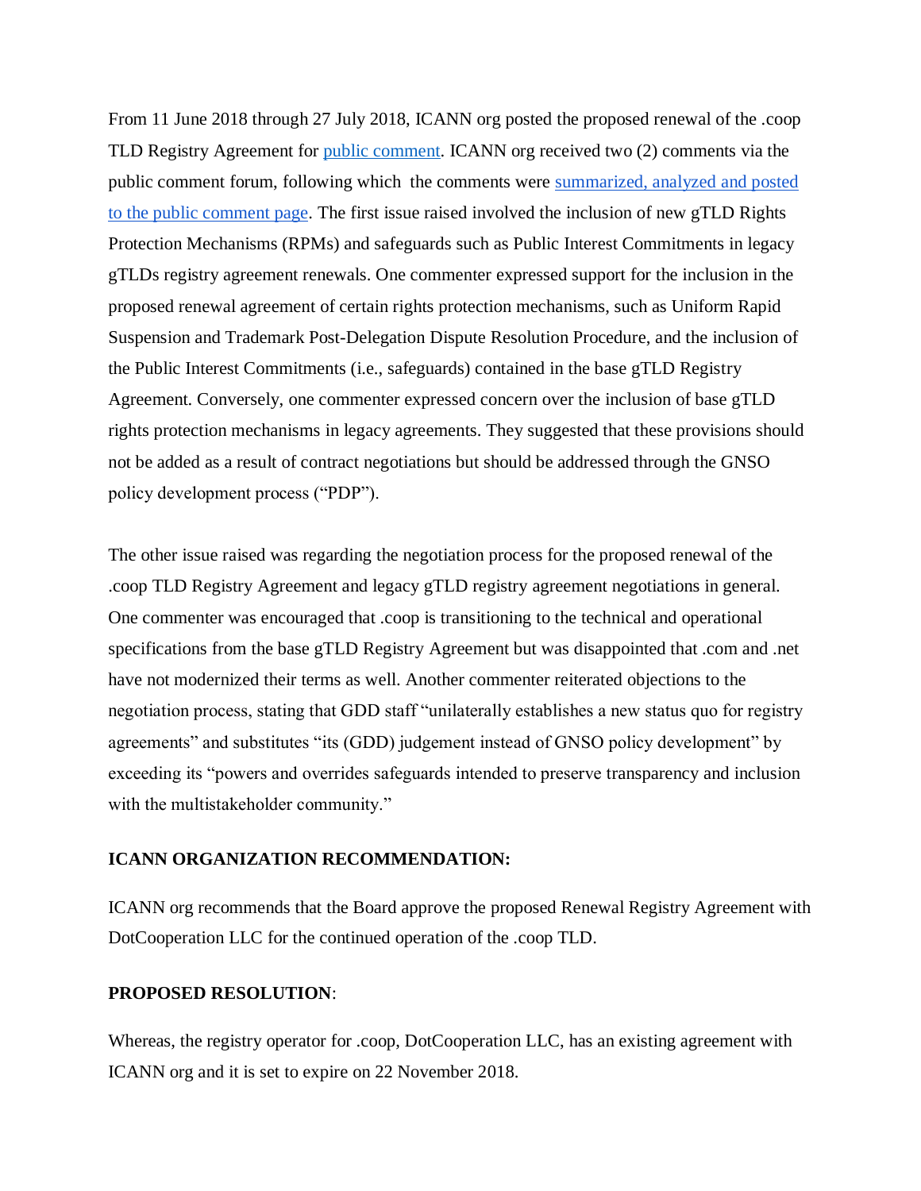From 11 June 2018 through 27 July 2018, ICANN org posted the proposed renewal of the .coop TLD Registry Agreement for public comment. ICANN org received two (2) comments via the public comment forum, following which the comments were summarized, analyzed and posted to the public comment page. The first issue raised involved the inclusion of new gTLD Rights Protection Mechanisms (RPMs) and safeguards such as Public Interest Commitments in legacy gTLDs registry agreement renewals. One commenter expressed support for the inclusion in the proposed renewal agreement of certain rights protection mechanisms, such as Uniform Rapid Suspension and Trademark Post-Delegation Dispute Resolution Procedure, and the inclusion of the Public Interest Commitments (i.e., safeguards) contained in the base gTLD Registry Agreement. Conversely, one commenter expressed concern over the inclusion of base gTLD rights protection mechanisms in legacy agreements. They suggested that these provisions should not be added as a result of contract negotiations but should be addressed through the GNSO policy development process ("PDP").

The other issue raised was regarding the negotiation process for the proposed renewal of the .coop TLD Registry Agreement and legacy gTLD registry agreement negotiations in general. One commenter was encouraged that .coop is transitioning to the technical and operational specifications from the base gTLD Registry Agreement but was disappointed that .com and .net have not modernized their terms as well. Another commenter reiterated objections to the negotiation process, stating that GDD staff "unilaterally establishes a new status quo for registry agreements" and substitutes "its (GDD) judgement instead of GNSO policy development" by exceeding its "powers and overrides safeguards intended to preserve transparency and inclusion with the multistakeholder community."

**ICANN ORGANIZATION RECOMMENDATION:**

ICANN org recommends that the Board approve the proposed Renewal Registry Agreement with DotCooperation LLC for the continued operation of the .coop TLD.

**PROPOSED RESOLUTION**:

Whereas, the registry operator for .coop, DotCooperation LLC, has an existing agreement with ICANN org and it is set to expire on 22 November 2018.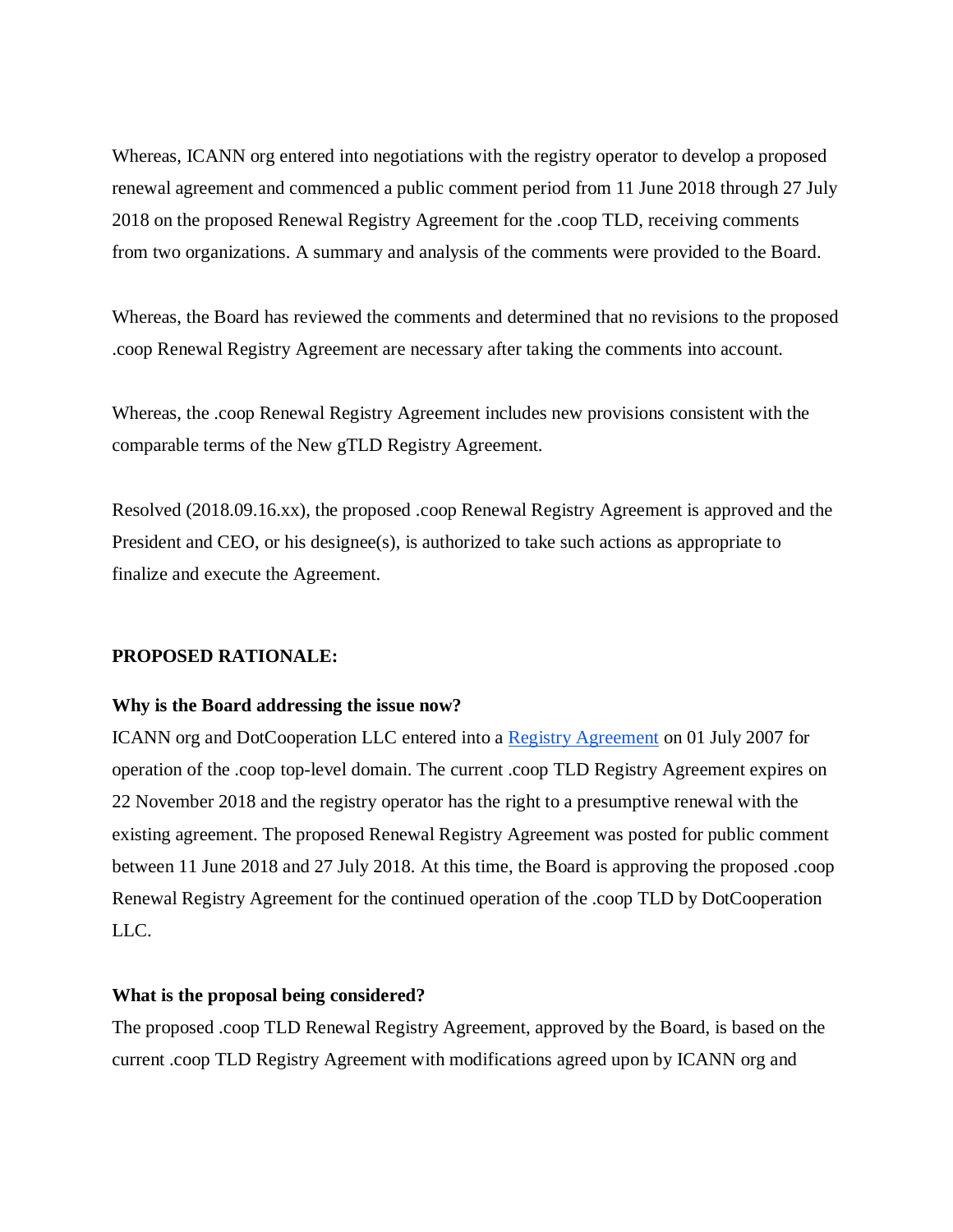Whereas, ICANN org entered into negotiations with the registry operator to develop a proposed renewal agreement and commenced a public comment period from 11 June 2018 through 27 July 2018 on the proposed Renewal Registry Agreement for the .coop TLD, receiving comments from two organizations. A summary and analysis of the comments were provided to the Board.

Whereas, the Board has reviewed the comments and determined that no revisions to the proposed .coop Renewal Registry Agreement are necessary after taking the comments into account.

Whereas, the .coop Renewal Registry Agreement includes new provisions consistent with the comparable terms of the New gTLD Registry Agreement.

Resolved (2018.09.16.xx), the proposed .coop Renewal Registry Agreement is approved and the President and CEO, or his designee(s), is authorized to take such actions as appropriate to finalize and execute the Agreement.

**PROPOSED RATIONALE:**

**Why is the Board addressing the issue now?**

ICANN org and DotCooperation LLC entered into a Registry Agreement on 01 July 2007 for operation of the .coop top-level domain. The current .coop TLD Registry Agreement expires on 22 November 2018 and the registry operator has the right to a presumptive renewal with the existing agreement. The proposed Renewal Registry Agreement was posted for public comment between 11 June 2018 and 27 July 2018. At this time, the Board is approving the proposed .coop Renewal Registry Agreement for the continued operation of the .coop TLD by DotCooperation LLC.

**What is the proposal being considered?**

The proposed .coop TLD Renewal Registry Agreement, approved by the Board, is based on the current .coop TLD Registry Agreement with modifications agreed upon by ICANN org and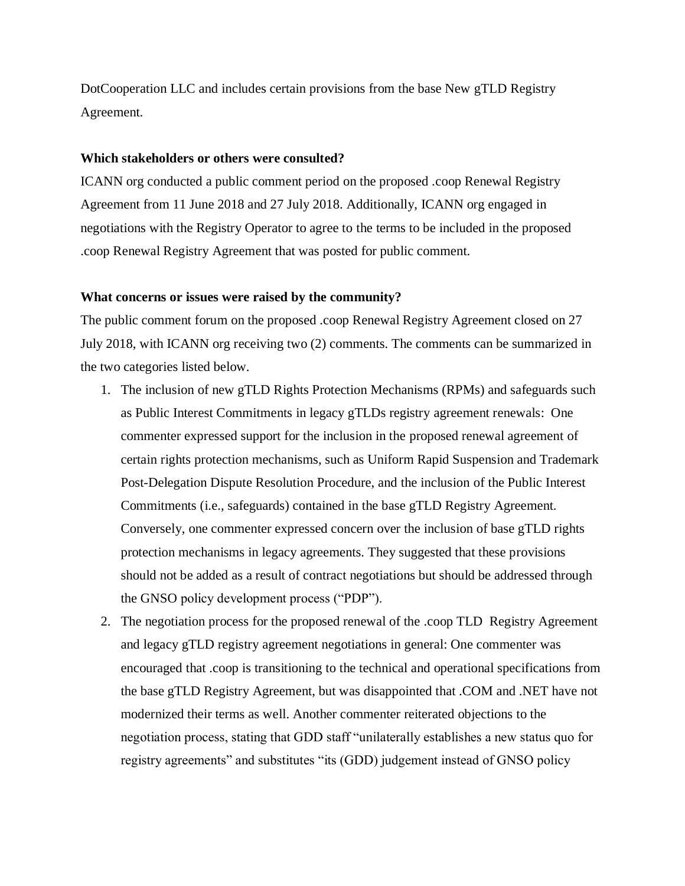DotCooperation LLC and includes certain provisions from the base New gTLD Registry Agreement.

**Which stakeholders or others were consulted?**

ICANN org conducted a public comment period on the proposed .coop Renewal Registry Agreement from 11 June 2018 and 27 July 2018. Additionally, ICANN org engaged in negotiations with the Registry Operator to agree to the terms to be included in the proposed .coop Renewal Registry Agreement that was posted for public comment.

**What concerns or issues were raised by the community?**

The public comment forum on the proposed .coop Renewal Registry Agreement closed on 27 July 2018, with ICANN org receiving two (2) comments. The comments can be summarized in the two categories listed below.

1. The inclusion of new gTLD Rights Protection Mechanisms (RPMs) and safeguards such as Public Interest Commitments in legacy gTLDs registry agreement renewals: One commenter expressed support for the inclusion in the proposed renewal agreement of certain rights protection mechanisms, such as Uniform Rapid Suspension and Trademark Post-Delegation Dispute Resolution Procedure, and the inclusion of the Public Interest Commitments (i.e., safeguards) contained in the base gTLD Registry Agreement. Conversely, one commenter expressed concern over the inclusion of base gTLD rights protection mechanisms in legacy agreements. They suggested that these provisions should not be added as a result of contract negotiations but should be addressed through the GNSO policy development process ("PDP").
2. The negotiation process for the proposed renewal of the .coop TLD Registry Agreement and legacy gTLD registry agreement negotiations in general: One commenter was encouraged that .coop is transitioning to the technical and operational specifications from the base gTLD Registry Agreement, but was disappointed that .COM and .NET have not modernized their terms as well. Another commenter reiterated objections to the negotiation process, stating that GDD staff "unilaterally establishes a new status quo for registry agreements" and substitutes "its (GDD) judgement instead of GNSO policy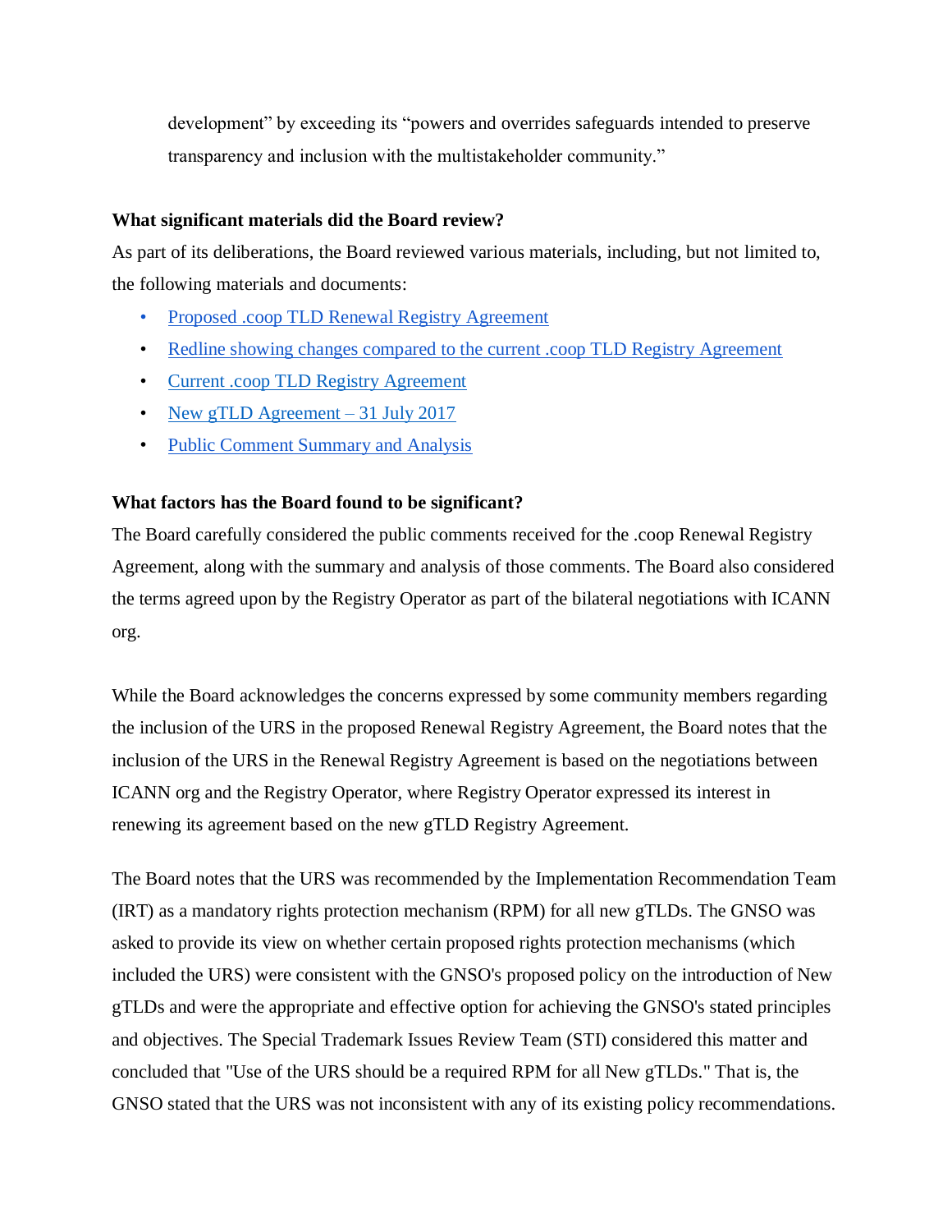development" by exceeding its "powers and overrides safeguards intended to preserve transparency and inclusion with the multistakeholder community."

**What significant materials did the Board review?**

As part of its deliberations, the Board reviewed various materials, including, but not limited to, the following materials and documents:

- Proposed .coop TLD Renewal Registry Agreement
- Redline showing changes compared to the current .coop TLD Registry Agreement
- Current .coop TLD Registry Agreement
- New gTLD Agreement – 31 July 2017
- Public Comment Summary and Analysis

**What factors has the Board found to be significant?**

The Board carefully considered the public comments received for the .coop Renewal Registry Agreement, along with the summary and analysis of those comments. The Board also considered the terms agreed upon by the Registry Operator as part of the bilateral negotiations with ICANN org.

While the Board acknowledges the concerns expressed by some community members regarding the inclusion of the URS in the proposed Renewal Registry Agreement, the Board notes that the inclusion of the URS in the Renewal Registry Agreement is based on the negotiations between ICANN org and the Registry Operator, where Registry Operator expressed its interest in renewing its agreement based on the new gTLD Registry Agreement.

The Board notes that the URS was recommended by the Implementation Recommendation Team (IRT) as a mandatory rights protection mechanism (RPM) for all new gTLDs. The GNSO was asked to provide its view on whether certain proposed rights protection mechanisms (which included the URS) were consistent with the GNSO's proposed policy on the introduction of New gTLDs and were the appropriate and effective option for achieving the GNSO's stated principles and objectives. The Special Trademark Issues Review Team (STI) considered this matter and concluded that "Use of the URS should be a required RPM for all New gTLDs." That is, the GNSO stated that the URS was not inconsistent with any of its existing policy recommendations.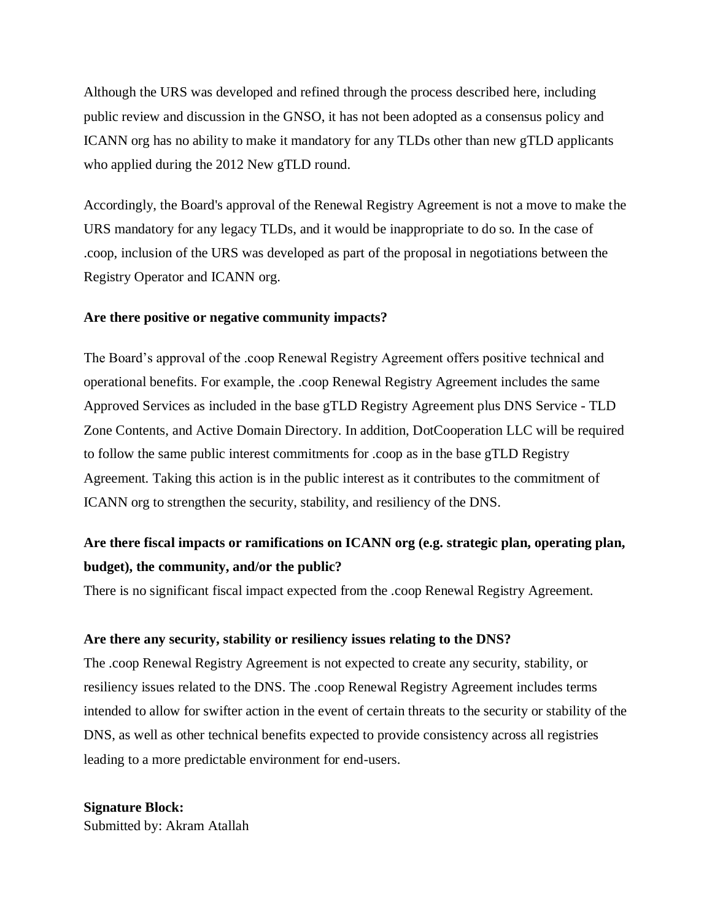Although the URS was developed and refined through the process described here, including public review and discussion in the GNSO, it has not been adopted as a consensus policy and ICANN org has no ability to make it mandatory for any TLDs other than new gTLD applicants who applied during the 2012 New gTLD round.

Accordingly, the Board's approval of the Renewal Registry Agreement is not a move to make the URS mandatory for any legacy TLDs, and it would be inappropriate to do so. In the case of .coop, inclusion of the URS was developed as part of the proposal in negotiations between the Registry Operator and ICANN org.

**Are there positive or negative community impacts?**

The Board's approval of the .coop Renewal Registry Agreement offers positive technical and operational benefits. For example, the .coop Renewal Registry Agreement includes the same Approved Services as included in the base gTLD Registry Agreement plus DNS Service - TLD Zone Contents, and Active Domain Directory. In addition, DotCooperation LLC will be required to follow the same public interest commitments for .coop as in the base gTLD Registry Agreement. Taking this action is in the public interest as it contributes to the commitment of ICANN org to strengthen the security, stability, and resiliency of the DNS.

**Are there fiscal impacts or ramifications on ICANN org (e.g. strategic plan, operating plan, budget), the community, and/or the public?**

There is no significant fiscal impact expected from the .coop Renewal Registry Agreement.

**Are there any security, stability or resiliency issues relating to the DNS?**

The .coop Renewal Registry Agreement is not expected to create any security, stability, or resiliency issues related to the DNS. The .coop Renewal Registry Agreement includes terms intended to allow for swifter action in the event of certain threats to the security or stability of the DNS, as well as other technical benefits expected to provide consistency across all registries leading to a more predictable environment for end-users.

**Signature Block:**
Submitted by: Akram Atallah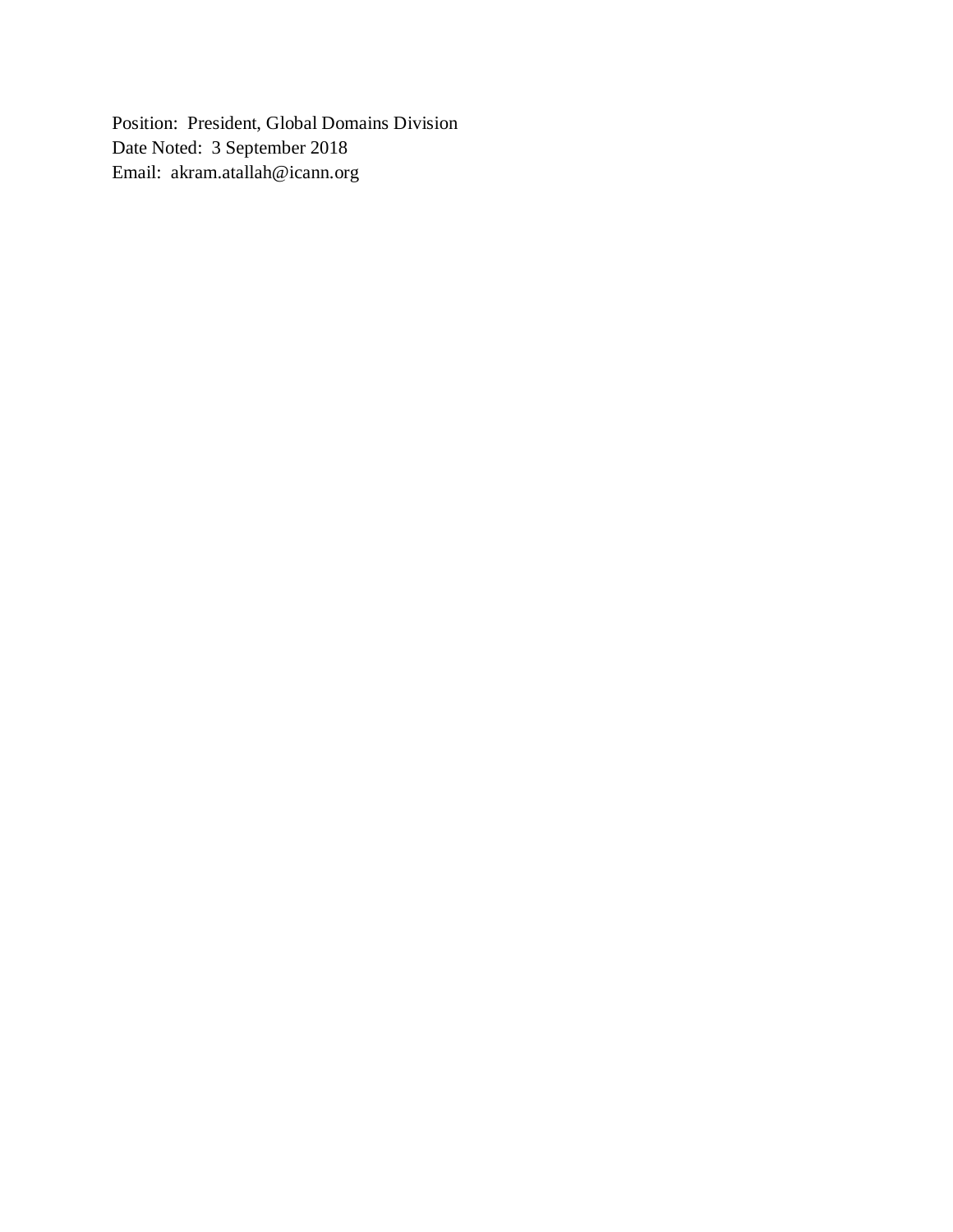Position: President, Global Domains Division
Date Noted: 3 September 2018
Email: akram.atallah@icann.org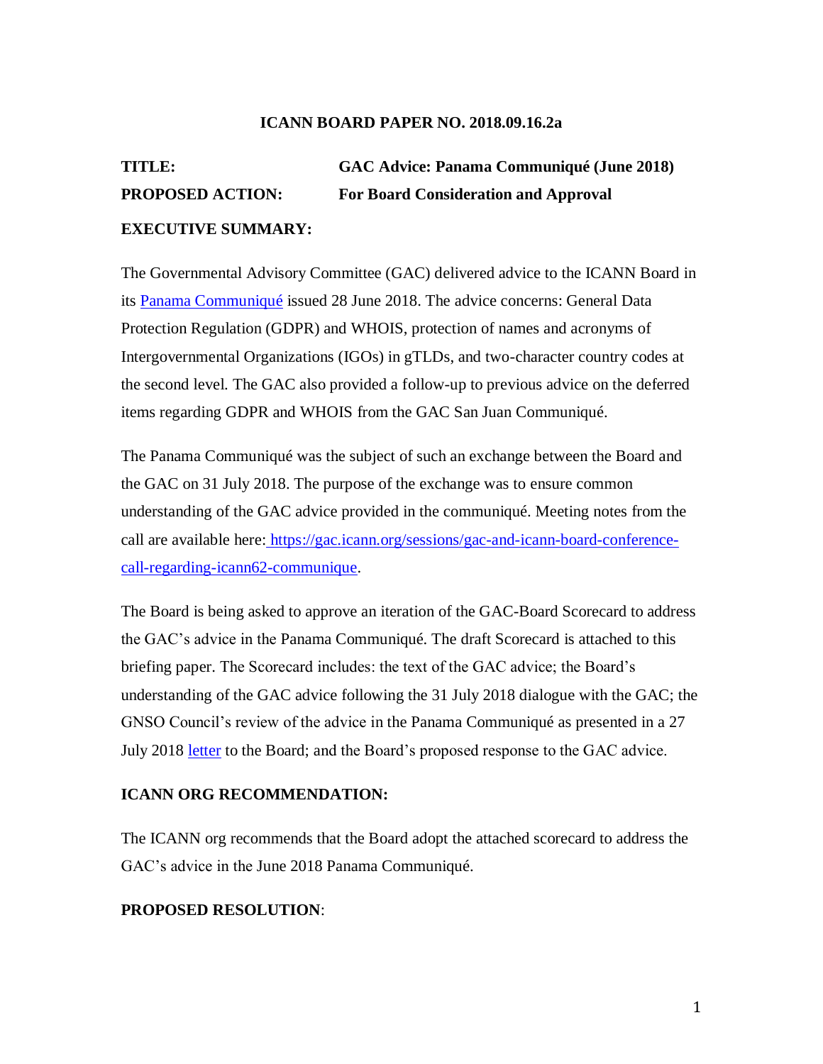**ICANN BOARD PAPER NO. 2018.09.16.2a**

**TITLE:** GAC Advice: Panama Communiqué (June 2018)

**PROPOSED ACTION:** For Board Consideration and Approval

**EXECUTIVE SUMMARY:**

The Governmental Advisory Committee (GAC) delivered advice to the ICANN Board in its Panama Communiqué issued 28 June 2018. The advice concerns: General Data Protection Regulation (GDPR) and WHOIS, protection of names and acronyms of Intergovernmental Organizations (IGOs) in gTLDs, and two-character country codes at the second level. The GAC also provided a follow-up to previous advice on the deferred items regarding GDPR and WHOIS from the GAC San Juan Communiqué.

The Panama Communiqué was the subject of such an exchange between the Board and the GAC on 31 July 2018. The purpose of the exchange was to ensure common understanding of the GAC advice provided in the communiqué. Meeting notes from the call are available here: https://gac.icann.org/sessions/gac-and-icann-board-conference-call-regarding-icann62-communique.

The Board is being asked to approve an iteration of the GAC-Board Scorecard to address the GAC's advice in the Panama Communiqué. The draft Scorecard is attached to this briefing paper. The Scorecard includes: the text of the GAC advice; the Board's understanding of the GAC advice following the 31 July 2018 dialogue with the GAC; the GNSO Council's review of the advice in the Panama Communiqué as presented in a 27 July 2018 letter to the Board; and the Board's proposed response to the GAC advice.

**ICANN ORG RECOMMENDATION:**

The ICANN org recommends that the Board adopt the attached scorecard to address the GAC's advice in the June 2018 Panama Communiqué.

**PROPOSED RESOLUTION**: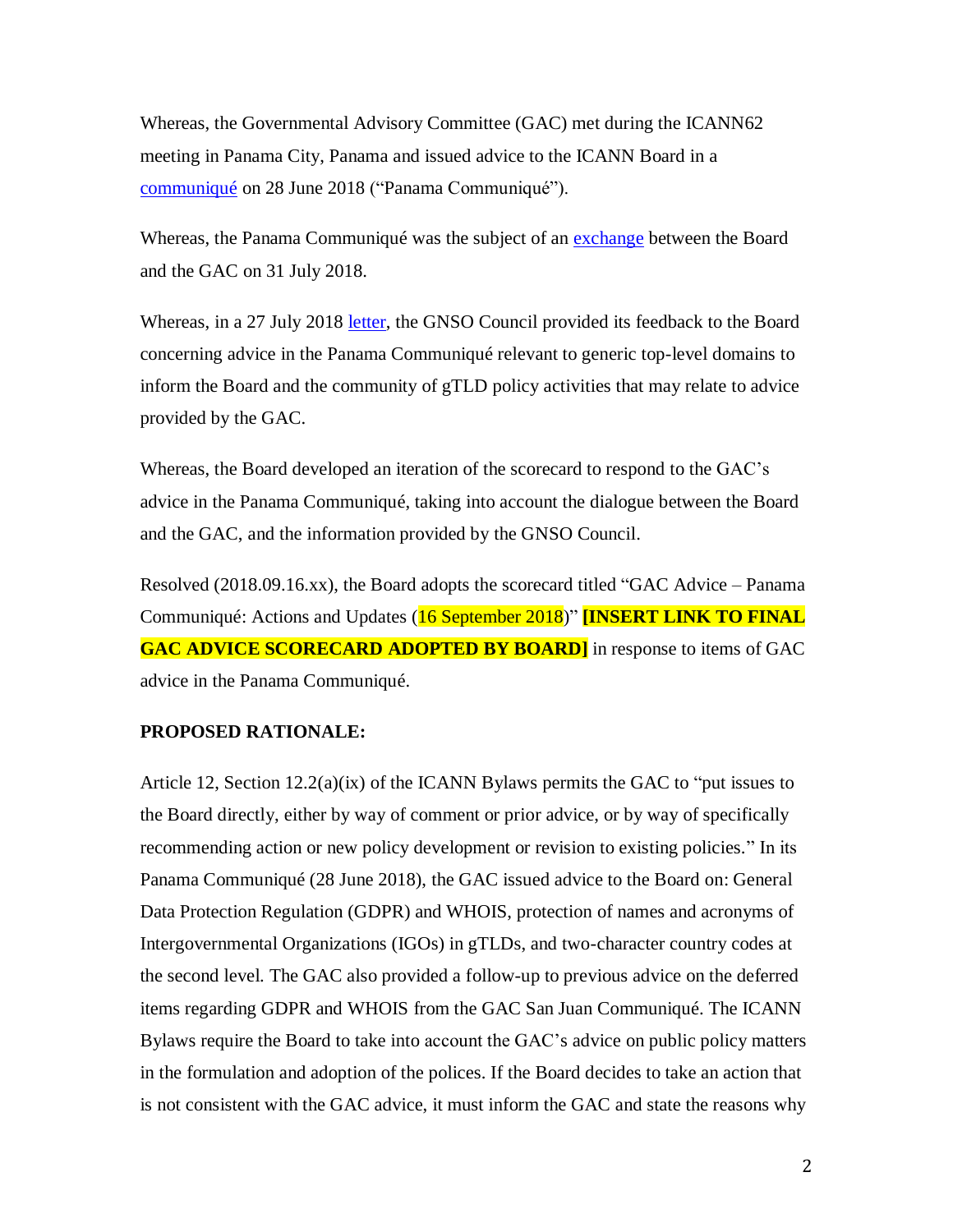Whereas, the Governmental Advisory Committee (GAC) met during the ICANN62 meeting in Panama City, Panama and issued advice to the ICANN Board in a communiqué on 28 June 2018 ("Panama Communiqué").

Whereas, the Panama Communiqué was the subject of an exchange between the Board and the GAC on 31 July 2018.

Whereas, in a 27 July 2018 letter, the GNSO Council provided its feedback to the Board concerning advice in the Panama Communiqué relevant to generic top-level domains to inform the Board and the community of gTLD policy activities that may relate to advice provided by the GAC.

Whereas, the Board developed an iteration of the scorecard to respond to the GAC's advice in the Panama Communiqué, taking into account the dialogue between the Board and the GAC, and the information provided by the GNSO Council.

Resolved (2018.09.16.xx), the Board adopts the scorecard titled "GAC Advice – Panama Communiqué: Actions and Updates (16 September 2018)" **[INSERT LINK TO FINAL GAC ADVICE SCORECARD ADOPTED BY BOARD]** in response to items of GAC advice in the Panama Communiqué.

**PROPOSED RATIONALE:**

Article 12, Section 12.2(a)(ix) of the ICANN Bylaws permits the GAC to "put issues to the Board directly, either by way of comment or prior advice, or by way of specifically recommending action or new policy development or revision to existing policies." In its Panama Communiqué (28 June 2018), the GAC issued advice to the Board on: General Data Protection Regulation (GDPR) and WHOIS, protection of names and acronyms of Intergovernmental Organizations (IGOs) in gTLDs, and two-character country codes at the second level. The GAC also provided a follow-up to previous advice on the deferred items regarding GDPR and WHOIS from the GAC San Juan Communiqué. The ICANN Bylaws require the Board to take into account the GAC's advice on public policy matters in the formulation and adoption of the polices. If the Board decides to take an action that is not consistent with the GAC advice, it must inform the GAC and state the reasons why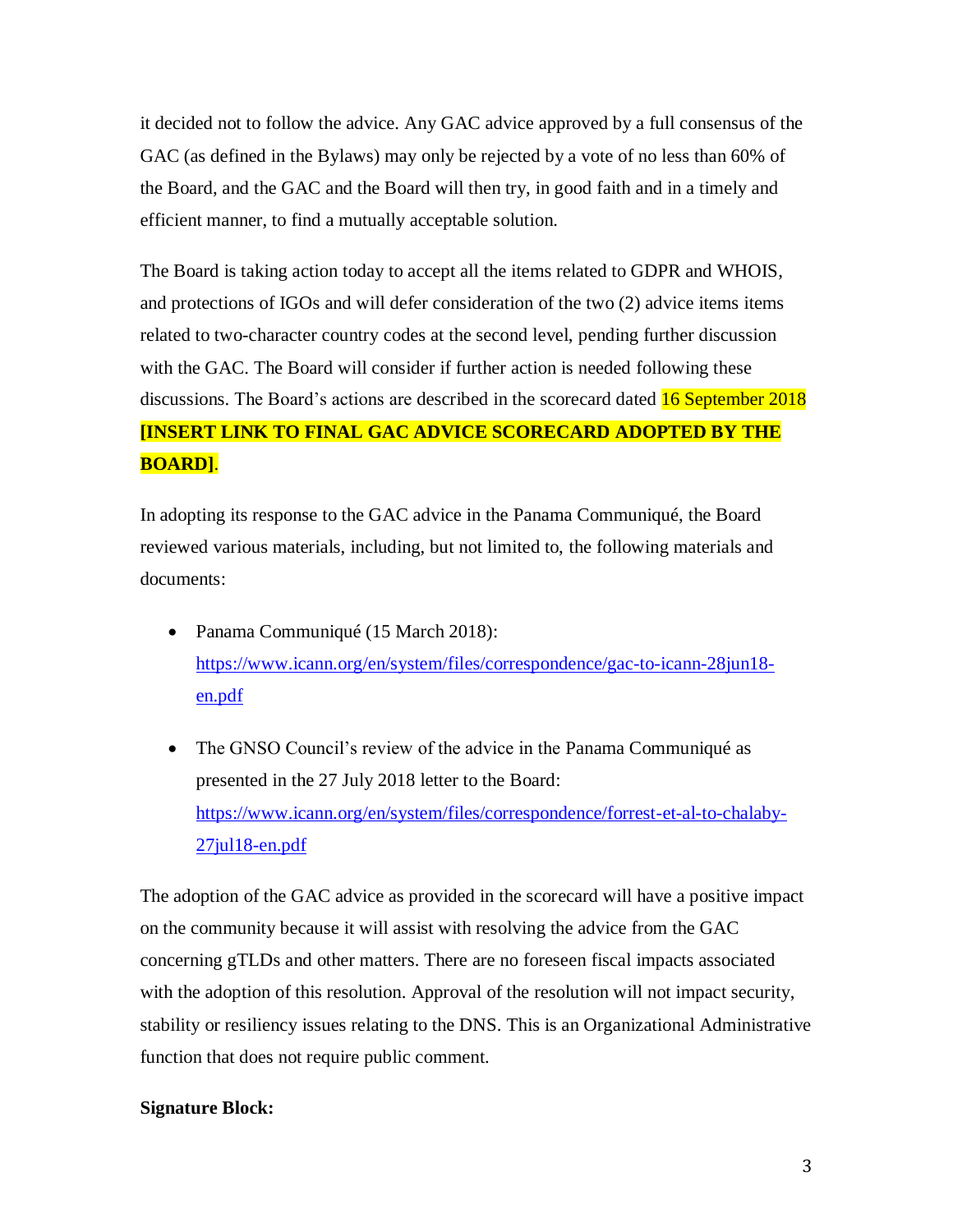it decided not to follow the advice. Any GAC advice approved by a full consensus of the GAC (as defined in the Bylaws) may only be rejected by a vote of no less than 60% of the Board, and the GAC and the Board will then try, in good faith and in a timely and efficient manner, to find a mutually acceptable solution.

The Board is taking action today to accept all the items related to GDPR and WHOIS, and protections of IGOs and will defer consideration of the two (2) advice items items related to two-character country codes at the second level, pending further discussion with the GAC. The Board will consider if further action is needed following these discussions. The Board's actions are described in the scorecard dated 16 September 2018 **[INSERT LINK TO FINAL GAC ADVICE SCORECARD ADOPTED BY THE BOARD]**.

In adopting its response to the GAC advice in the Panama Communiqué, the Board reviewed various materials, including, but not limited to, the following materials and documents:

- Panama Communiqué (15 March 2018): https://www.icann.org/en/system/files/correspondence/gac-to-icann-28jun18-en.pdf
- The GNSO Council's review of the advice in the Panama Communiqué as presented in the 27 July 2018 letter to the Board: https://www.icann.org/en/system/files/correspondence/forrest-et-al-to-chalaby-27jul18-en.pdf

The adoption of the GAC advice as provided in the scorecard will have a positive impact on the community because it will assist with resolving the advice from the GAC concerning gTLDs and other matters. There are no foreseen fiscal impacts associated with the adoption of this resolution. Approval of the resolution will not impact security, stability or resiliency issues relating to the DNS. This is an Organizational Administrative function that does not require public comment.

**Signature Block:**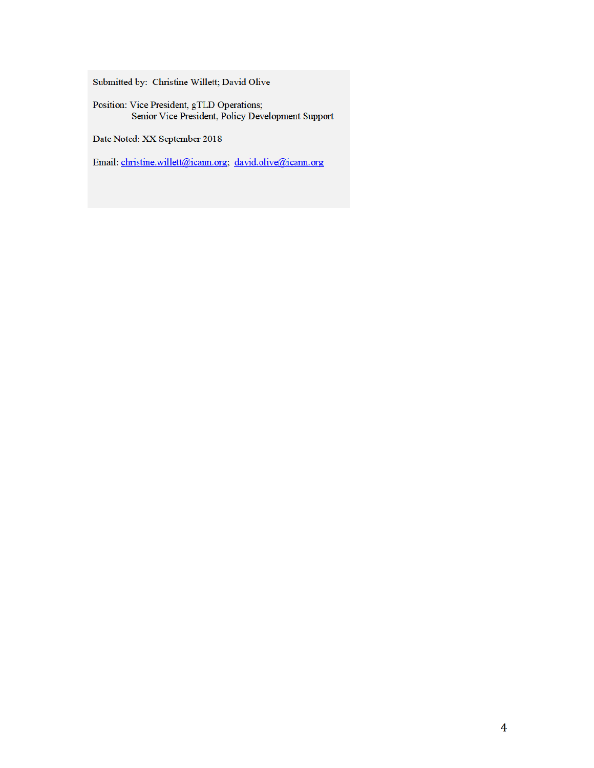Submitted by: Christine Willett; David Olive

Position: Vice President, gTLD Operations;
Senior Vice President, Policy Development Support

Date Noted: XX September 2018

Email: christine.willett@icann.org; david.olive@icann.org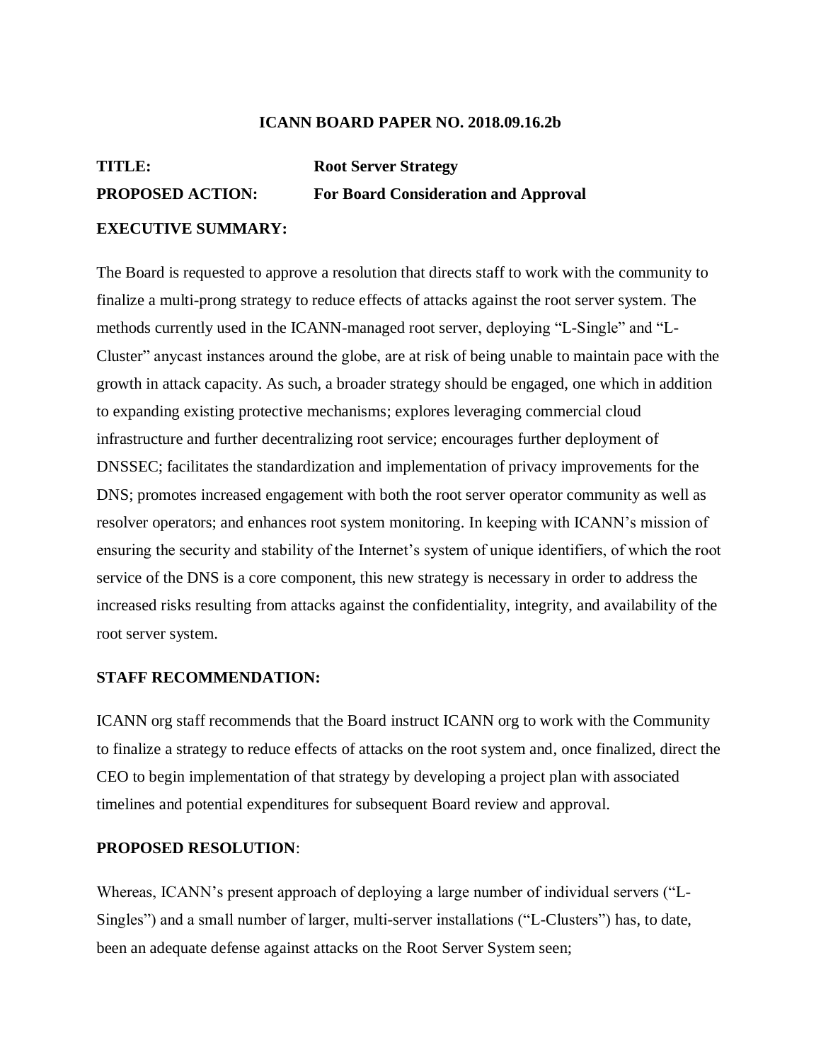**ICANN BOARD PAPER NO. 2018.09.16.2b**

**TITLE:** **Root Server Strategy**

**PROPOSED ACTION:** **For Board Consideration and Approval**

**EXECUTIVE SUMMARY:**

The Board is requested to approve a resolution that directs staff to work with the community to finalize a multi-prong strategy to reduce effects of attacks against the root server system. The methods currently used in the ICANN-managed root server, deploying "L-Single" and "L-Cluster" anycast instances around the globe, are at risk of being unable to maintain pace with the growth in attack capacity. As such, a broader strategy should be engaged, one which in addition to expanding existing protective mechanisms; explores leveraging commercial cloud infrastructure and further decentralizing root service; encourages further deployment of DNSSEC; facilitates the standardization and implementation of privacy improvements for the DNS; promotes increased engagement with both the root server operator community as well as resolver operators; and enhances root system monitoring. In keeping with ICANN's mission of ensuring the security and stability of the Internet's system of unique identifiers, of which the root service of the DNS is a core component, this new strategy is necessary in order to address the increased risks resulting from attacks against the confidentiality, integrity, and availability of the root server system.

**STAFF RECOMMENDATION:**

ICANN org staff recommends that the Board instruct ICANN org to work with the Community to finalize a strategy to reduce effects of attacks on the root system and, once finalized, direct the CEO to begin implementation of that strategy by developing a project plan with associated timelines and potential expenditures for subsequent Board review and approval.

**PROPOSED RESOLUTION**:

Whereas, ICANN's present approach of deploying a large number of individual servers ("L-Singles") and a small number of larger, multi-server installations ("L-Clusters") has, to date, been an adequate defense against attacks on the Root Server System seen;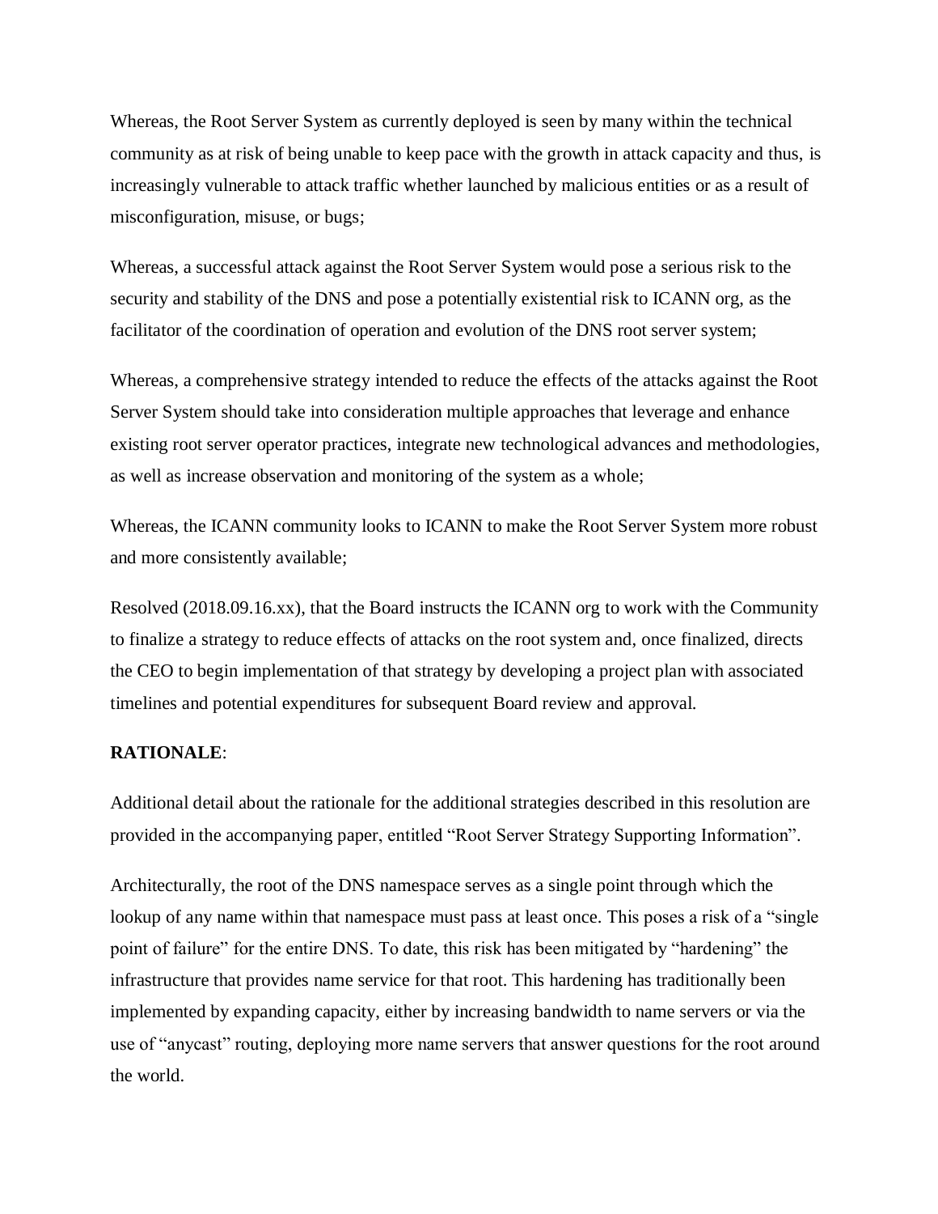Whereas, the Root Server System as currently deployed is seen by many within the technical community as at risk of being unable to keep pace with the growth in attack capacity and thus, is increasingly vulnerable to attack traffic whether launched by malicious entities or as a result of misconfiguration, misuse, or bugs;

Whereas, a successful attack against the Root Server System would pose a serious risk to the security and stability of the DNS and pose a potentially existential risk to ICANN org, as the facilitator of the coordination of operation and evolution of the DNS root server system;

Whereas, a comprehensive strategy intended to reduce the effects of the attacks against the Root Server System should take into consideration multiple approaches that leverage and enhance existing root server operator practices, integrate new technological advances and methodologies, as well as increase observation and monitoring of the system as a whole;

Whereas, the ICANN community looks to ICANN to make the Root Server System more robust and more consistently available;

Resolved (2018.09.16.xx), that the Board instructs the ICANN org to work with the Community to finalize a strategy to reduce effects of attacks on the root system and, once finalized, directs the CEO to begin implementation of that strategy by developing a project plan with associated timelines and potential expenditures for subsequent Board review and approval.

**RATIONALE**:

Additional detail about the rationale for the additional strategies described in this resolution are provided in the accompanying paper, entitled "Root Server Strategy Supporting Information".

Architecturally, the root of the DNS namespace serves as a single point through which the lookup of any name within that namespace must pass at least once. This poses a risk of a "single point of failure" for the entire DNS. To date, this risk has been mitigated by "hardening" the infrastructure that provides name service for that root. This hardening has traditionally been implemented by expanding capacity, either by increasing bandwidth to name servers or via the use of "anycast" routing, deploying more name servers that answer questions for the root around the world.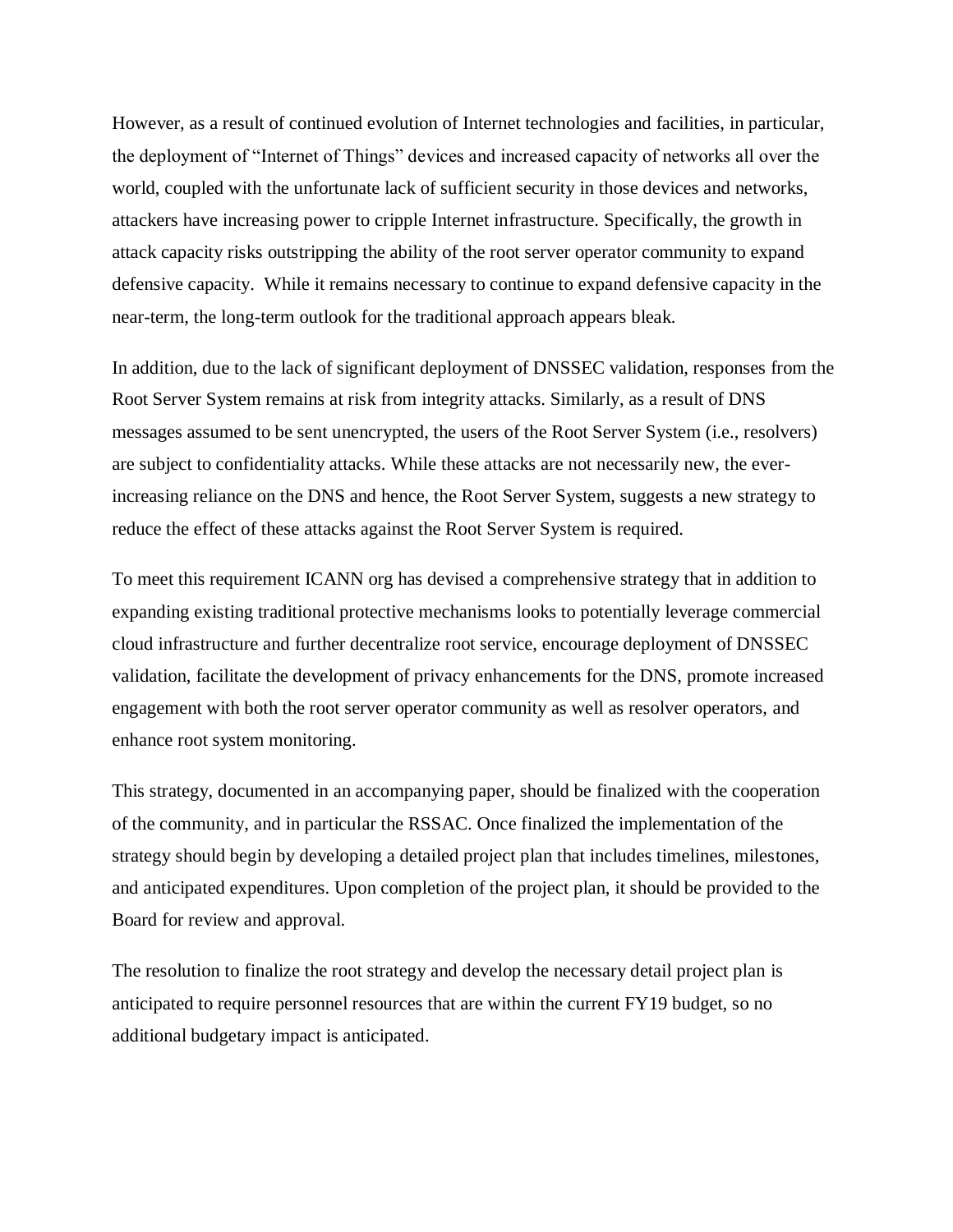However, as a result of continued evolution of Internet technologies and facilities, in particular, the deployment of "Internet of Things" devices and increased capacity of networks all over the world, coupled with the unfortunate lack of sufficient security in those devices and networks, attackers have increasing power to cripple Internet infrastructure. Specifically, the growth in attack capacity risks outstripping the ability of the root server operator community to expand defensive capacity. While it remains necessary to continue to expand defensive capacity in the near-term, the long-term outlook for the traditional approach appears bleak.

In addition, due to the lack of significant deployment of DNSSEC validation, responses from the Root Server System remains at risk from integrity attacks. Similarly, as a result of DNS messages assumed to be sent unencrypted, the users of the Root Server System (i.e., resolvers) are subject to confidentiality attacks. While these attacks are not necessarily new, the ever-increasing reliance on the DNS and hence, the Root Server System, suggests a new strategy to reduce the effect of these attacks against the Root Server System is required.

To meet this requirement ICANN org has devised a comprehensive strategy that in addition to expanding existing traditional protective mechanisms looks to potentially leverage commercial cloud infrastructure and further decentralize root service, encourage deployment of DNSSEC validation, facilitate the development of privacy enhancements for the DNS, promote increased engagement with both the root server operator community as well as resolver operators, and enhance root system monitoring.

This strategy, documented in an accompanying paper, should be finalized with the cooperation of the community, and in particular the RSSAC. Once finalized the implementation of the strategy should begin by developing a detailed project plan that includes timelines, milestones, and anticipated expenditures. Upon completion of the project plan, it should be provided to the Board for review and approval.

The resolution to finalize the root strategy and develop the necessary detail project plan is anticipated to require personnel resources that are within the current FY19 budget, so no additional budgetary impact is anticipated.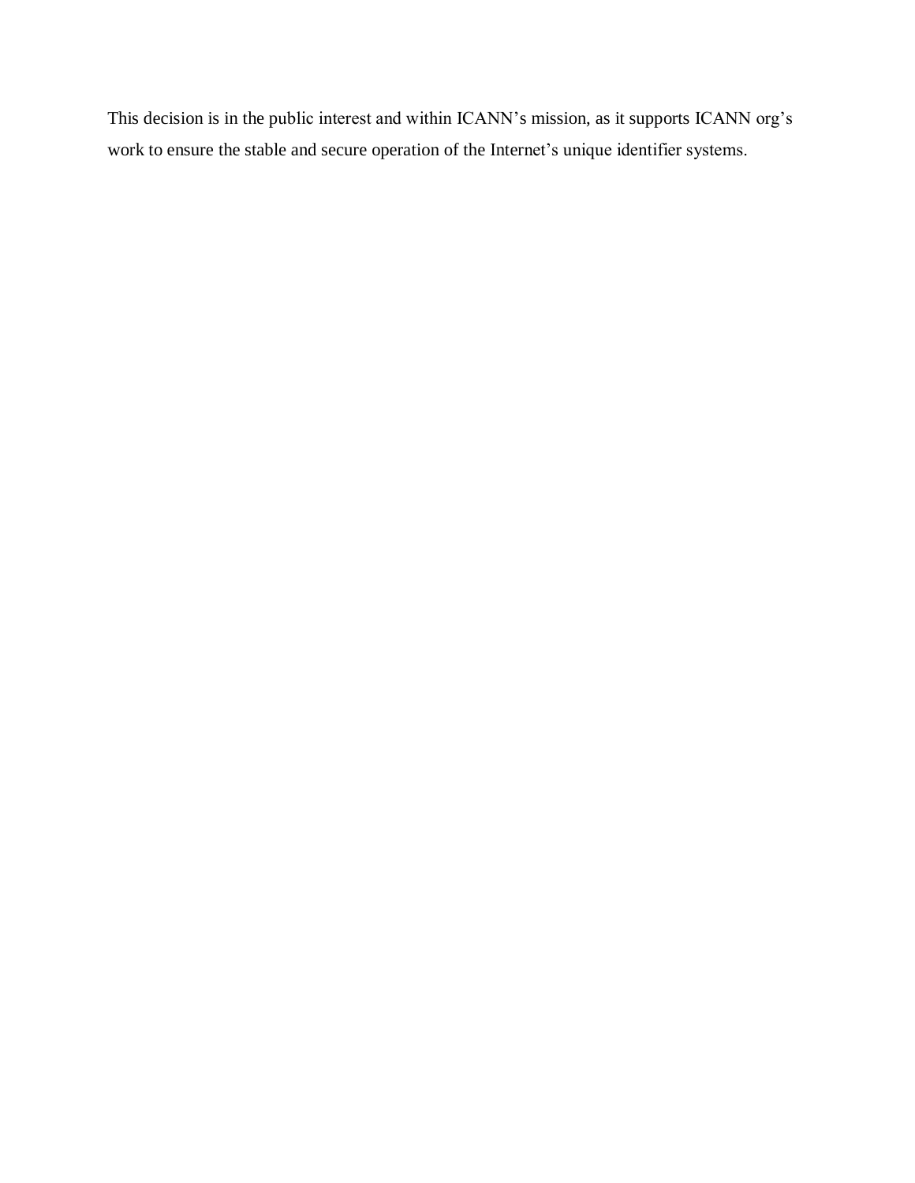This decision is in the public interest and within ICANN's mission, as it supports ICANN org's work to ensure the stable and secure operation of the Internet's unique identifier systems.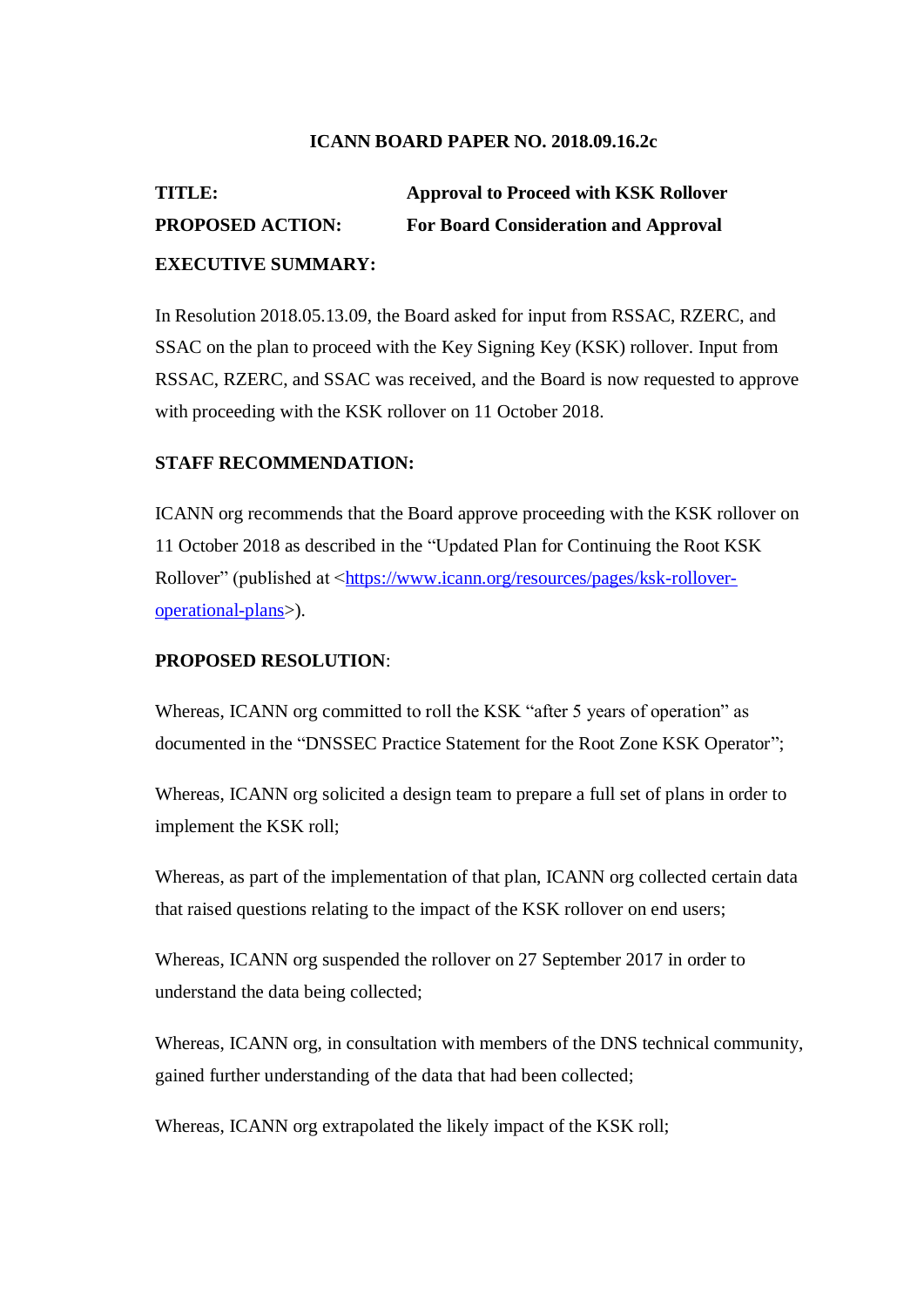**ICANN BOARD PAPER NO. 2018.09.16.2c**

**TITLE:** **Approval to Proceed with KSK Rollover**

**PROPOSED ACTION:** **For Board Consideration and Approval**

**EXECUTIVE SUMMARY:**

In Resolution 2018.05.13.09, the Board asked for input from RSSAC, RZERC, and SSAC on the plan to proceed with the Key Signing Key (KSK) rollover. Input from RSSAC, RZERC, and SSAC was received, and the Board is now requested to approve with proceeding with the KSK rollover on 11 October 2018.

**STAFF RECOMMENDATION:**

ICANN org recommends that the Board approve proceeding with the KSK rollover on 11 October 2018 as described in the "Updated Plan for Continuing the Root KSK Rollover" (published at <https://www.icann.org/resources/pages/ksk-rollover-operational-plans>).

**PROPOSED RESOLUTION**:

Whereas, ICANN org committed to roll the KSK "after 5 years of operation" as documented in the "DNSSEC Practice Statement for the Root Zone KSK Operator";

Whereas, ICANN org solicited a design team to prepare a full set of plans in order to implement the KSK roll;

Whereas, as part of the implementation of that plan, ICANN org collected certain data that raised questions relating to the impact of the KSK rollover on end users;

Whereas, ICANN org suspended the rollover on 27 September 2017 in order to understand the data being collected;

Whereas, ICANN org, in consultation with members of the DNS technical community, gained further understanding of the data that had been collected;

Whereas, ICANN org extrapolated the likely impact of the KSK roll;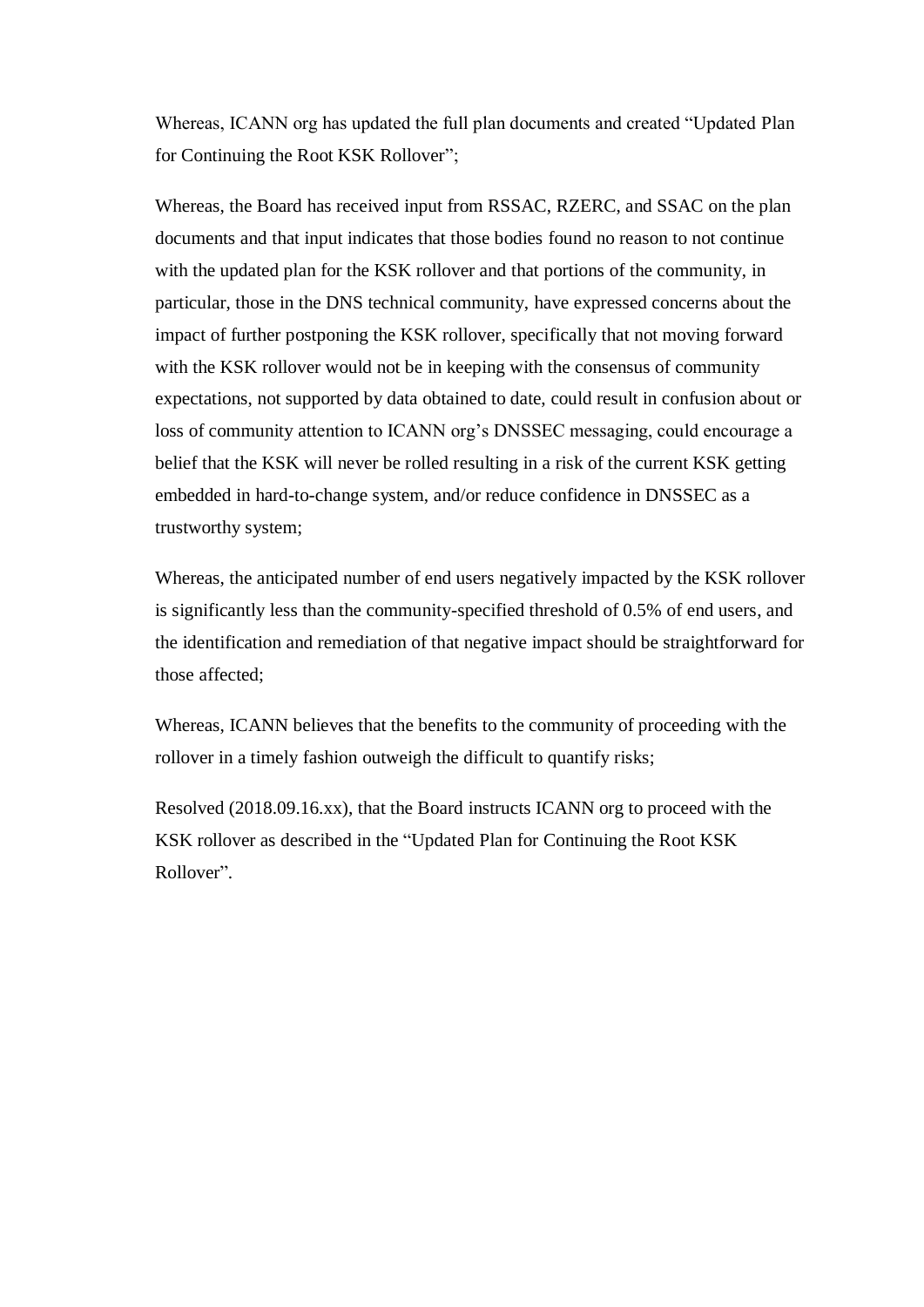Whereas, ICANN org has updated the full plan documents and created "Updated Plan for Continuing the Root KSK Rollover";

Whereas, the Board has received input from RSSAC, RZERC, and SSAC on the plan documents and that input indicates that those bodies found no reason to not continue with the updated plan for the KSK rollover and that portions of the community, in particular, those in the DNS technical community, have expressed concerns about the impact of further postponing the KSK rollover, specifically that not moving forward with the KSK rollover would not be in keeping with the consensus of community expectations, not supported by data obtained to date, could result in confusion about or loss of community attention to ICANN org's DNSSEC messaging, could encourage a belief that the KSK will never be rolled resulting in a risk of the current KSK getting embedded in hard-to-change system, and/or reduce confidence in DNSSEC as a trustworthy system;

Whereas, the anticipated number of end users negatively impacted by the KSK rollover is significantly less than the community-specified threshold of 0.5% of end users, and the identification and remediation of that negative impact should be straightforward for those affected;

Whereas, ICANN believes that the benefits to the community of proceeding with the rollover in a timely fashion outweigh the difficult to quantify risks;

Resolved (2018.09.16.xx), that the Board instructs ICANN org to proceed with the KSK rollover as described in the "Updated Plan for Continuing the Root KSK Rollover".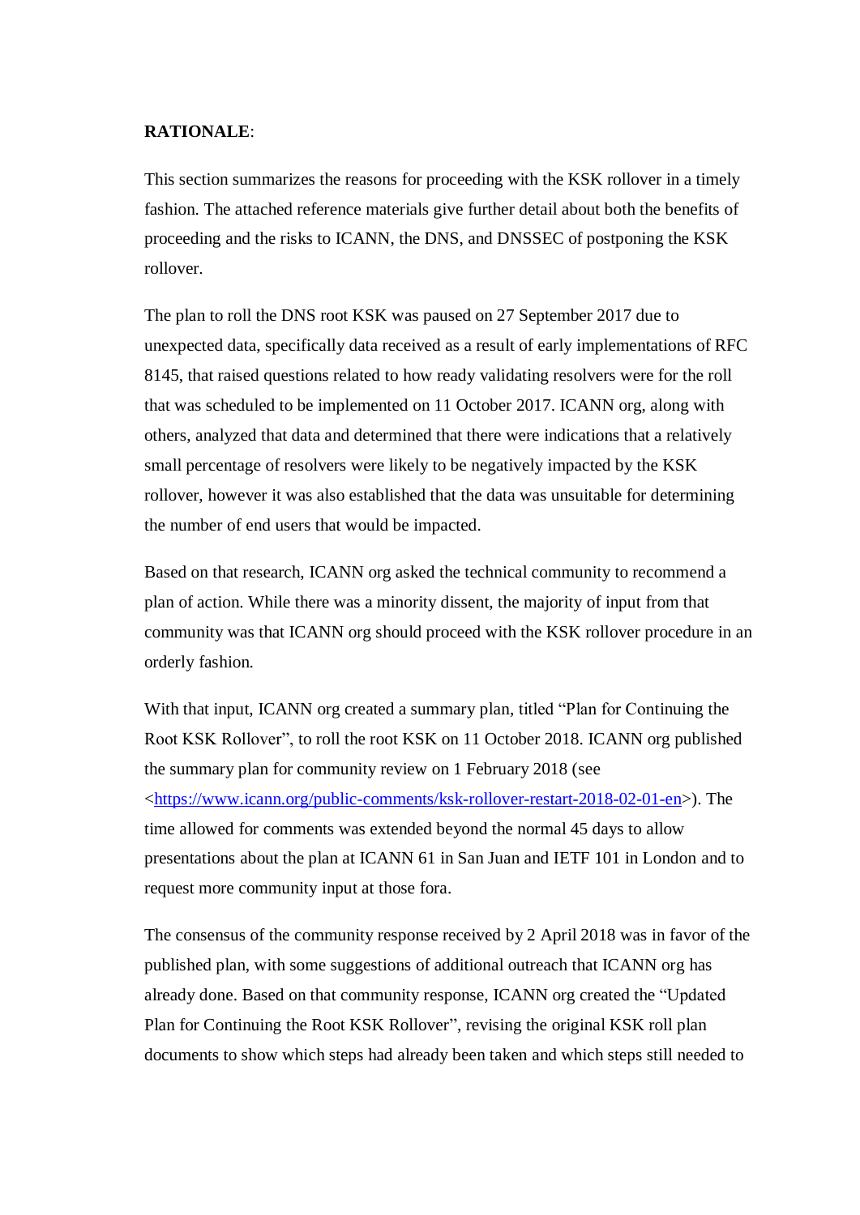**RATIONALE**:

This section summarizes the reasons for proceeding with the KSK rollover in a timely fashion. The attached reference materials give further detail about both the benefits of proceeding and the risks to ICANN, the DNS, and DNSSEC of postponing the KSK rollover.

The plan to roll the DNS root KSK was paused on 27 September 2017 due to unexpected data, specifically data received as a result of early implementations of RFC 8145, that raised questions related to how ready validating resolvers were for the roll that was scheduled to be implemented on 11 October 2017. ICANN org, along with others, analyzed that data and determined that there were indications that a relatively small percentage of resolvers were likely to be negatively impacted by the KSK rollover, however it was also established that the data was unsuitable for determining the number of end users that would be impacted.

Based on that research, ICANN org asked the technical community to recommend a plan of action. While there was a minority dissent, the majority of input from that community was that ICANN org should proceed with the KSK rollover procedure in an orderly fashion.

With that input, ICANN org created a summary plan, titled "Plan for Continuing the Root KSK Rollover", to roll the root KSK on 11 October 2018. ICANN org published the summary plan for community review on 1 February 2018 (see <https://www.icann.org/public-comments/ksk-rollover-restart-2018-02-01-en>). The time allowed for comments was extended beyond the normal 45 days to allow presentations about the plan at ICANN 61 in San Juan and IETF 101 in London and to request more community input at those fora.

The consensus of the community response received by 2 April 2018 was in favor of the published plan, with some suggestions of additional outreach that ICANN org has already done. Based on that community response, ICANN org created the "Updated Plan for Continuing the Root KSK Rollover", revising the original KSK roll plan documents to show which steps had already been taken and which steps still needed to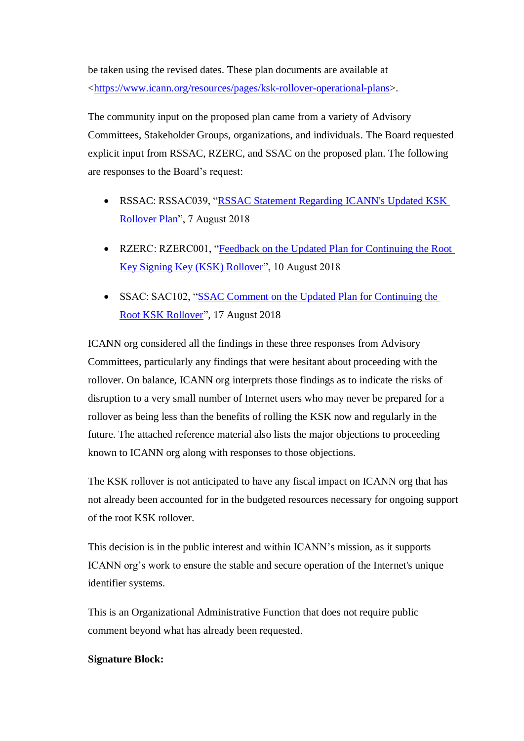be taken using the revised dates. These plan documents are available at <https://www.icann.org/resources/pages/ksk-rollover-operational-plans>.

The community input on the proposed plan came from a variety of Advisory Committees, Stakeholder Groups, organizations, and individuals. The Board requested explicit input from RSSAC, RZERC, and SSAC on the proposed plan. The following are responses to the Board's request:

- RSSAC: RSSAC039, "RSSAC Statement Regarding ICANN's Updated KSK Rollover Plan", 7 August 2018
- RZERC: RZERC001, "Feedback on the Updated Plan for Continuing the Root Key Signing Key (KSK) Rollover", 10 August 2018
- SSAC: SAC102, "SSAC Comment on the Updated Plan for Continuing the Root KSK Rollover", 17 August 2018

ICANN org considered all the findings in these three responses from Advisory Committees, particularly any findings that were hesitant about proceeding with the rollover. On balance, ICANN org interprets those findings as to indicate the risks of disruption to a very small number of Internet users who may never be prepared for a rollover as being less than the benefits of rolling the KSK now and regularly in the future. The attached reference material also lists the major objections to proceeding known to ICANN org along with responses to those objections.

The KSK rollover is not anticipated to have any fiscal impact on ICANN org that has not already been accounted for in the budgeted resources necessary for ongoing support of the root KSK rollover.

This decision is in the public interest and within ICANN's mission, as it supports ICANN org's work to ensure the stable and secure operation of the Internet's unique identifier systems.

This is an Organizational Administrative Function that does not require public comment beyond what has already been requested.

**Signature Block:**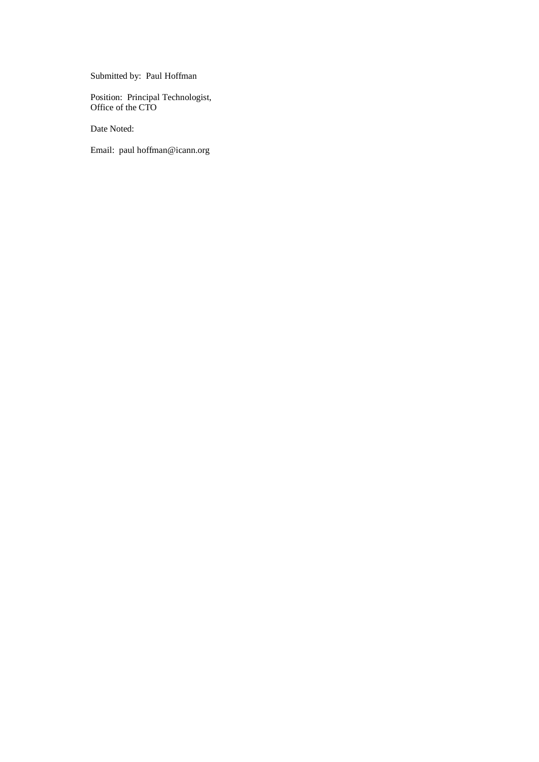Submitted by: Paul Hoffman

Position: Principal Technologist,
Office of the CTO

Date Noted:

Email: paul hoffman@icann.org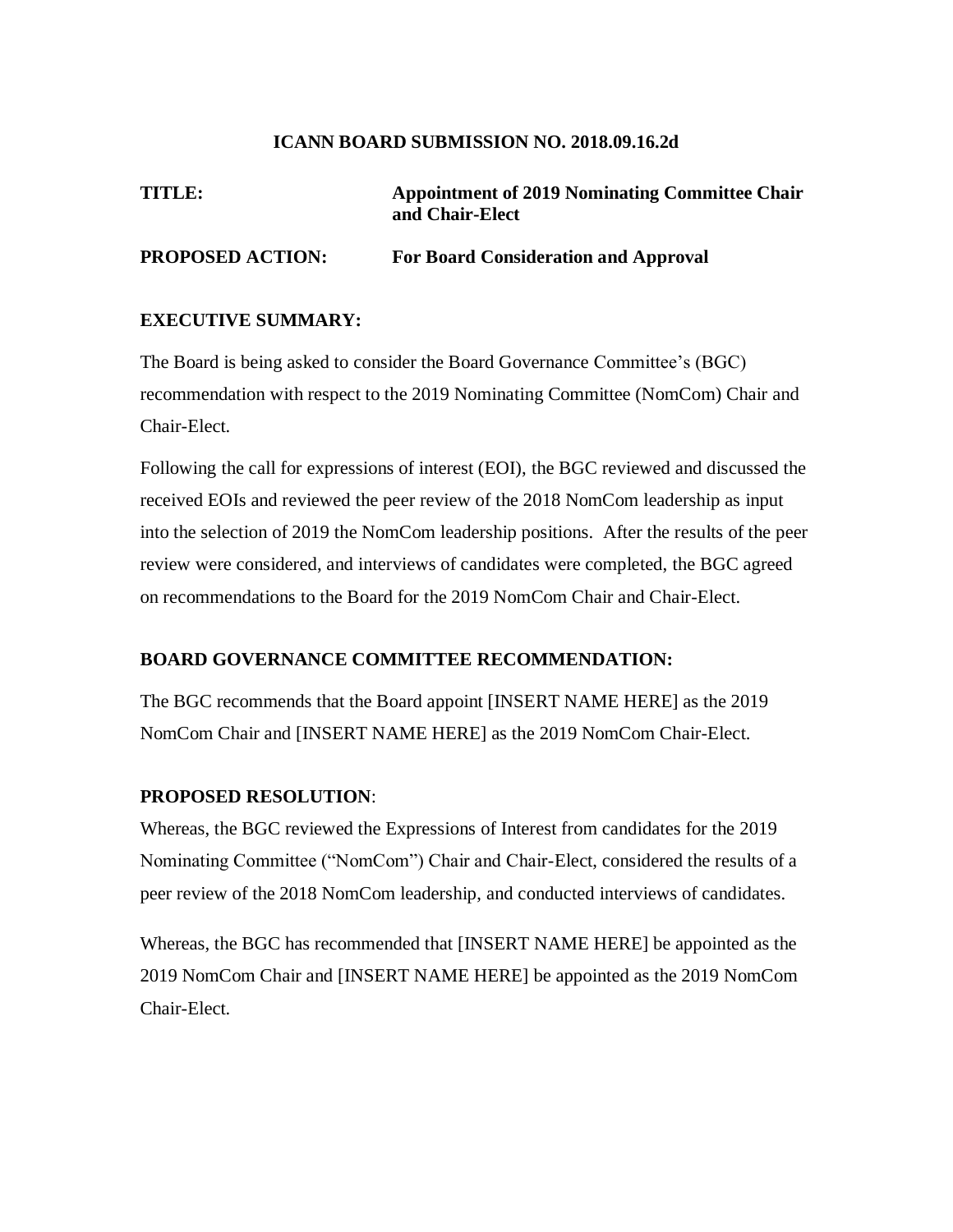**ICANN BOARD SUBMISSION NO. 2018.09.16.2d**

**TITLE:** **Appointment of 2019 Nominating Committee Chair and Chair-Elect**

**PROPOSED ACTION:** **For Board Consideration and Approval**

**EXECUTIVE SUMMARY:**

The Board is being asked to consider the Board Governance Committee's (BGC) recommendation with respect to the 2019 Nominating Committee (NomCom) Chair and Chair-Elect.

Following the call for expressions of interest (EOI), the BGC reviewed and discussed the received EOIs and reviewed the peer review of the 2018 NomCom leadership as input into the selection of 2019 the NomCom leadership positions. After the results of the peer review were considered, and interviews of candidates were completed, the BGC agreed on recommendations to the Board for the 2019 NomCom Chair and Chair-Elect.

**BOARD GOVERNANCE COMMITTEE RECOMMENDATION:**

The BGC recommends that the Board appoint [INSERT NAME HERE] as the 2019 NomCom Chair and [INSERT NAME HERE] as the 2019 NomCom Chair-Elect.

**PROPOSED RESOLUTION**:

Whereas, the BGC reviewed the Expressions of Interest from candidates for the 2019 Nominating Committee ("NomCom") Chair and Chair-Elect, considered the results of a peer review of the 2018 NomCom leadership, and conducted interviews of candidates.

Whereas, the BGC has recommended that [INSERT NAME HERE] be appointed as the 2019 NomCom Chair and [INSERT NAME HERE] be appointed as the 2019 NomCom Chair-Elect.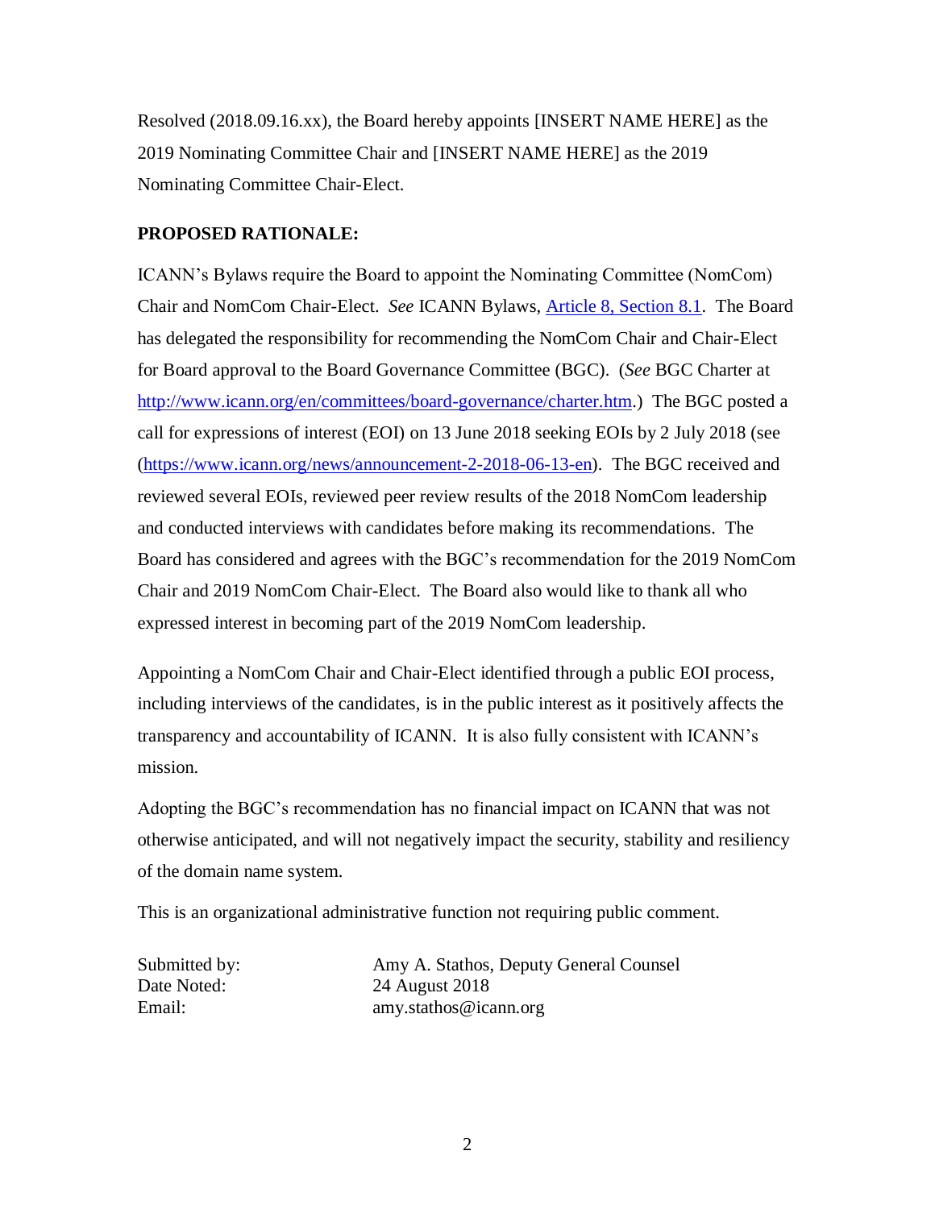Resolved (2018.09.16.xx), the Board hereby appoints [INSERT NAME HERE] as the 2019 Nominating Committee Chair and [INSERT NAME HERE] as the 2019 Nominating Committee Chair-Elect.

**PROPOSED RATIONALE:**

ICANN's Bylaws require the Board to appoint the Nominating Committee (NomCom) Chair and NomCom Chair-Elect. *See* ICANN Bylaws, Article 8, Section 8.1. The Board has delegated the responsibility for recommending the NomCom Chair and Chair-Elect for Board approval to the Board Governance Committee (BGC). (*See* BGC Charter at http://www.icann.org/en/committees/board-governance/charter.htm.) The BGC posted a call for expressions of interest (EOI) on 13 June 2018 seeking EOIs by 2 July 2018 (see (https://www.icann.org/news/announcement-2-2018-06-13-en). The BGC received and reviewed several EOIs, reviewed peer review results of the 2018 NomCom leadership and conducted interviews with candidates before making its recommendations. The Board has considered and agrees with the BGC's recommendation for the 2019 NomCom Chair and 2019 NomCom Chair-Elect. The Board also would like to thank all who expressed interest in becoming part of the 2019 NomCom leadership.

Appointing a NomCom Chair and Chair-Elect identified through a public EOI process, including interviews of the candidates, is in the public interest as it positively affects the transparency and accountability of ICANN. It is also fully consistent with ICANN's mission.

Adopting the BGC's recommendation has no financial impact on ICANN that was not otherwise anticipated, and will not negatively impact the security, stability and resiliency of the domain name system.

This is an organizational administrative function not requiring public comment.

Submitted by: Amy A. Stathos, Deputy General Counsel
Date Noted: 24 August 2018
Email: amy.stathos@icann.org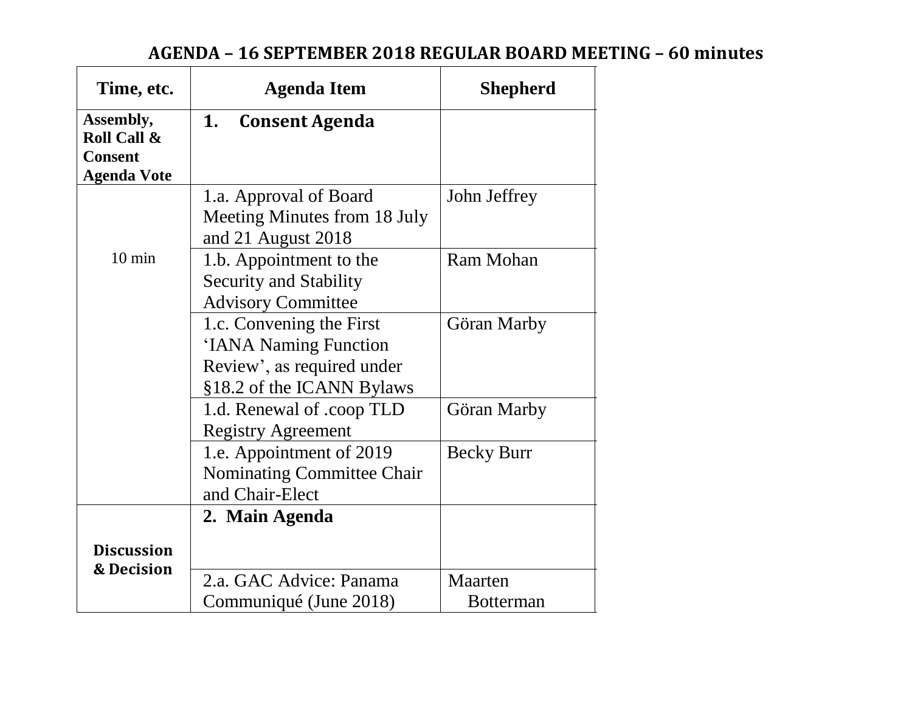## AGENDA – 16 SEPTEMBER 2018 REGULAR BOARD MEETING – 60 minutes

| Time, etc. | Agenda Item | Shepherd |
|---|---|---|
| **Assembly, Roll Call & Consent Agenda Vote** | **1. Consent Agenda** | |
| 10 min | 1.a. Approval of Board Meeting Minutes from 18 July and 21 August 2018 | John Jeffrey |
| | 1.b. Appointment to the Security and Stability Advisory Committee | Ram Mohan |
| | 1.c. Convening the First 'IANA Naming Function Review', as required under §18.2 of the ICANN Bylaws | Göran Marby |
| | 1.d. Renewal of .coop TLD Registry Agreement | Göran Marby |
| | 1.e. Appointment of 2019 Nominating Committee Chair and Chair-Elect | Becky Burr |
| **Discussion & Decision** | **2. Main Agenda** | |
| | 2.a. GAC Advice: Panama Communiqué (June 2018) | Maarten Botterman |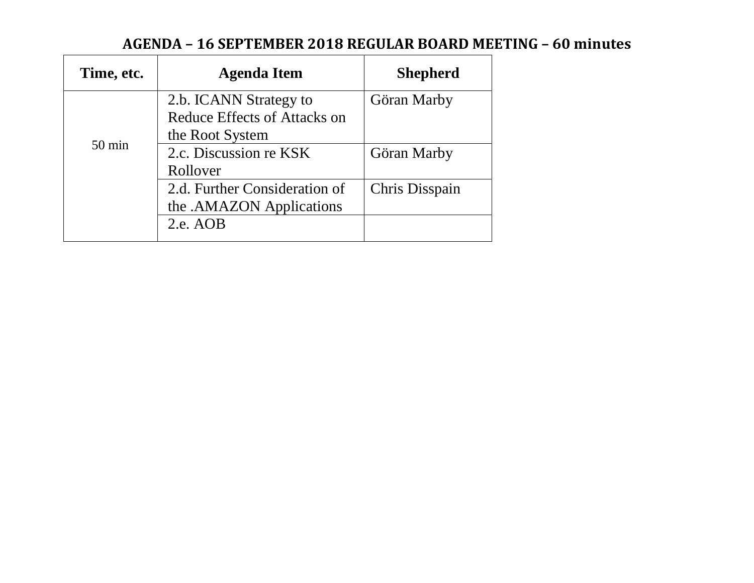**AGENDA – 16 SEPTEMBER 2018 REGULAR BOARD MEETING – 60 minutes**

| Time, etc. | Agenda Item | Shepherd |
|---|---|---|
| 50 min | 2.b. ICANN Strategy to Reduce Effects of Attacks on the Root System | Göran Marby |
| | 2.c. Discussion re KSK Rollover | Göran Marby |
| | 2.d. Further Consideration of the .AMAZON Applications | Chris Disspain |
| | 2.e. AOB | |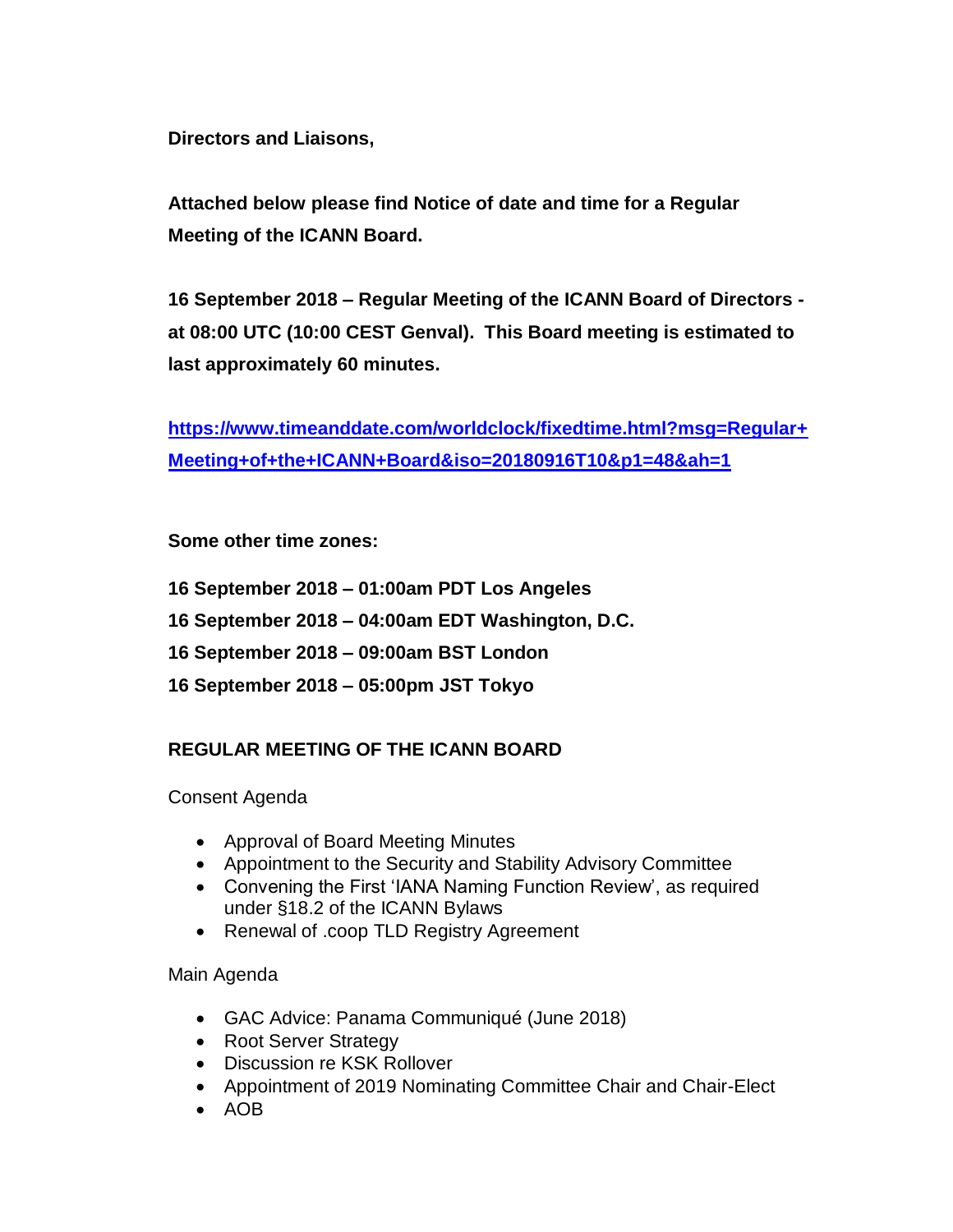**Directors and Liaisons,**

**Attached below please find Notice of date and time for a Regular Meeting of the ICANN Board.**

**16 September 2018 – Regular Meeting of the ICANN Board of Directors - at 08:00 UTC (10:00 CEST Genval). This Board meeting is estimated to last approximately 60 minutes.**

**[https://www.timeanddate.com/worldclock/fixedtime.html?msg=Regular+Meeting+of+the+ICANN+Board&iso=20180916T10&p1=48&ah=1](https://www.timeanddate.com/worldclock/fixedtime.html?msg=Regular+Meeting+of+the+ICANN+Board&iso=20180916T10&p1=48&ah=1)**

**Some other time zones:**

**16 September 2018 – 01:00am PDT Los Angeles**
**16 September 2018 – 04:00am EDT Washington, D.C.**
**16 September 2018 – 09:00am BST London**
**16 September 2018 – 05:00pm JST Tokyo**

## REGULAR MEETING OF THE ICANN BOARD

Consent Agenda

- Approval of Board Meeting Minutes
- Appointment to the Security and Stability Advisory Committee
- Convening the First 'IANA Naming Function Review', as required under §18.2 of the ICANN Bylaws
- Renewal of .coop TLD Registry Agreement

Main Agenda

- GAC Advice: Panama Communiqué (June 2018)
- Root Server Strategy
- Discussion re KSK Rollover
- Appointment of 2019 Nominating Committee Chair and Chair-Elect
- AOB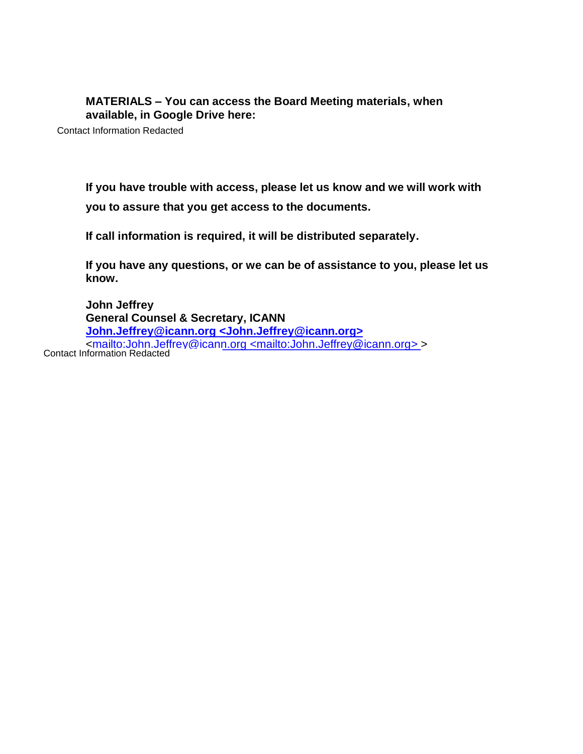**MATERIALS – You can access the Board Meeting materials, when available, in Google Drive here:**

Contact Information Redacted

**If you have trouble with access, please let us know and we will work with you to assure that you get access to the documents.**

**If call information is required, it will be distributed separately.**

**If you have any questions, or we can be of assistance to you, please let us know.**

**John Jeffrey**
**General Counsel & Secretary, ICANN**
**John.Jeffrey@icann.org <John.Jeffrey@icann.org>**
<mailto:John.Jeffrey@icann.org <mailto:John.Jeffrey@icann.org> >
Contact Information Redacted